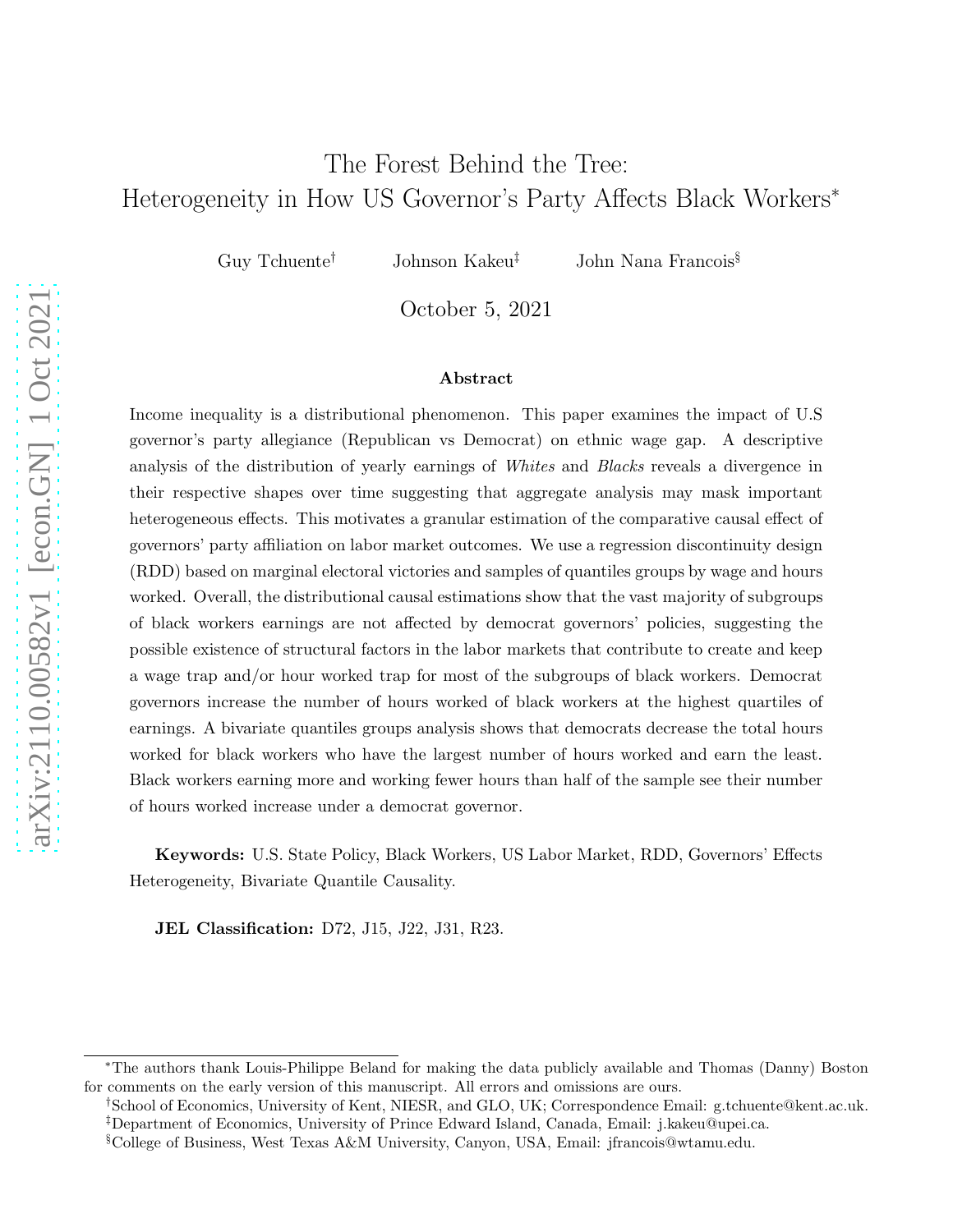# The Forest Behind the Tree: Heterogeneity in How US Governor's Party Affects Black Workers[*]

Guy Tchuente[†] Johnson Kakeu[‡] John Nana Francois[§]

October 5, 2021

## Abstract

Income inequality is a distributional phenomenon. This paper examines the impact of U.S governor's party allegiance (Republican vs Democrat) on ethnic wage gap. A descriptive analysis of the distribution of yearly earnings of *Whites* and *Blacks* reveals a divergence in their respective shapes over time suggesting that aggregate analysis may mask important heterogeneous effects. This motivates a granular estimation of the comparative causal effect of governors' party affiliation on labor market outcomes. We use a regression discontinuity design (RDD) based on marginal electoral victories and samples of quantiles groups by wage and hours worked. Overall, the distributional causal estimations show that the vast majority of subgroups of black workers earnings are not affected by democrat governors' policies, suggesting the possible existence of structural factors in the labor markets that contribute to create and keep a wage trap and/or hour worked trap for most of the subgroups of black workers. Democrat governors increase the number of hours worked of black workers at the highest quartiles of earnings. A bivariate quantiles groups analysis shows that democrats decrease the total hours worked for black workers who have the largest number of hours worked and earn the least. Black workers earning more and working fewer hours than half of the sample see their number of hours worked increase under a democrat governor.

**Keywords:** U.S. State Policy, Black Workers, US Labor Market, RDD, Governors' Effects Heterogeneity, Bivariate Quantile Causality.

**JEL Classification:** D72, J15, J22, J31, R23.

---

[*] The authors thank Louis-Philippe Beland for making the data publicly available and Thomas (Danny) Boston for comments on the early version of this manuscript. All errors and omissions are ours.

[†] School of Economics, University of Kent, NIESR, and GLO, UK; Correspondence Email: g.tchuente@kent.ac.uk.

[‡] Department of Economics, University of Prince Edward Island, Canada, Email: j.kakeu@upei.ca.

[§] College of Business, West Texas A&M University, Canyon, USA, Email: jfrancois@wtamu.edu.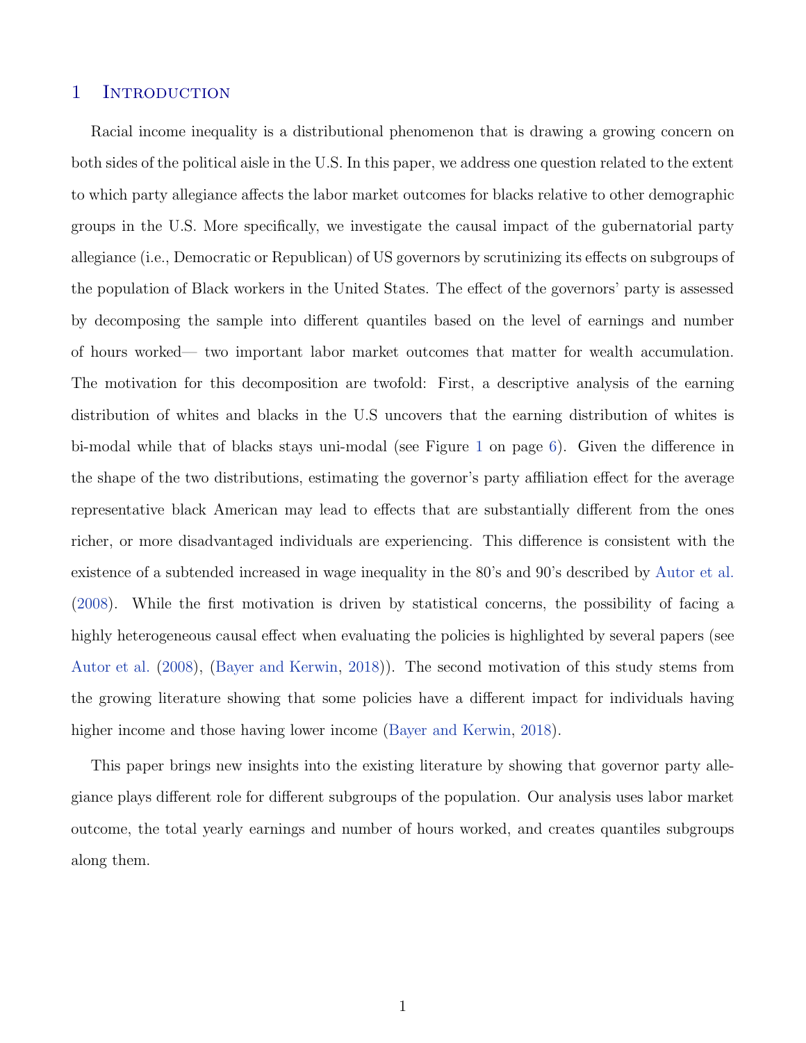# 1 Introduction

Racial income inequality is a distributional phenomenon that is drawing a growing concern on both sides of the political aisle in the U.S. In this paper, we address one question related to the extent to which party allegiance affects the labor market outcomes for blacks relative to other demographic groups in the U.S. More specifically, we investigate the causal impact of the gubernatorial party allegiance (i.e., Democratic or Republican) of US governors by scrutinizing its effects on subgroups of the population of Black workers in the United States. The effect of the governors' party is assessed by decomposing the sample into different quantiles based on the level of earnings and number of hours worked— two important labor market outcomes that matter for wealth accumulation. The motivation for this decomposition are twofold: First, a descriptive analysis of the earning distribution of whites and blacks in the U.S uncovers that the earning distribution of whites is bi-modal while that of blacks stays uni-modal (see Figure 1 on page 6). Given the difference in the shape of the two distributions, estimating the governor's party affiliation effect for the average representative black American may lead to effects that are substantially different from the ones richer, or more disadvantaged individuals are experiencing. This difference is consistent with the existence of a subtended increased in wage inequality in the 80's and 90's described by Autor et al. (2008). While the first motivation is driven by statistical concerns, the possibility of facing a highly heterogeneous causal effect when evaluating the policies is highlighted by several papers (see Autor et al. (2008), (Bayer and Kerwin, 2018)). The second motivation of this study stems from the growing literature showing that some policies have a different impact for individuals having higher income and those having lower income (Bayer and Kerwin, 2018).

This paper brings new insights into the existing literature by showing that governor party allegiance plays different role for different subgroups of the population. Our analysis uses labor market outcome, the total yearly earnings and number of hours worked, and creates quantiles subgroups along them.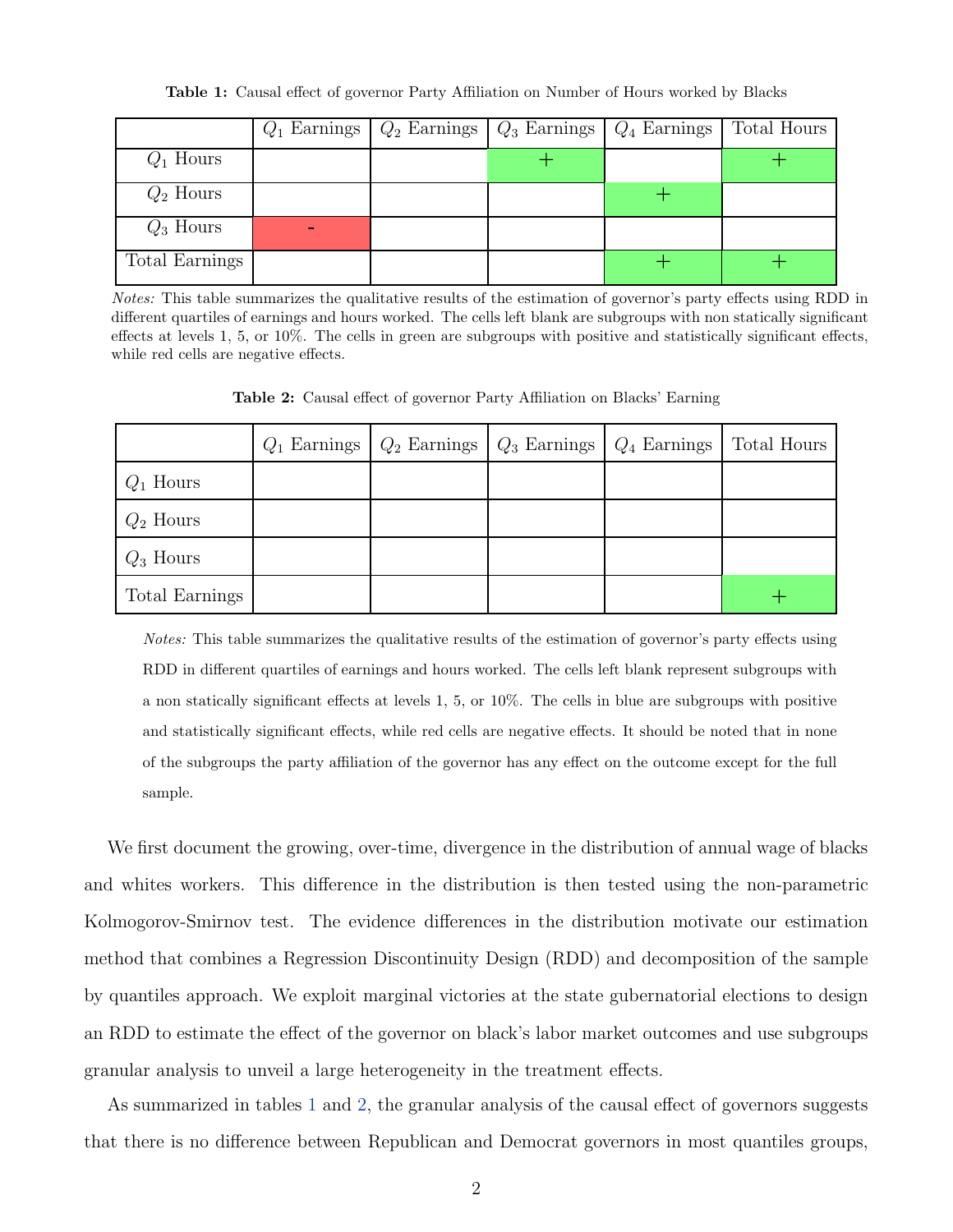**Table 1:** Causal effect of governor Party Affiliation on Number of Hours worked by Blacks

| | $Q_1$ Earnings | $Q_2$ Earnings | $Q_3$ Earnings | $Q_4$ Earnings | Total Hours |
|---|---|---|---|---|---|
| $Q_1$ Hours | | | + | | + |
| $Q_2$ Hours | | | | + | |
| $Q_3$ Hours | - | | | | |
| Total Earnings | | | | + | + |

*Notes:* This table summarizes the qualitative results of the estimation of governor's party effects using RDD in different quartiles of earnings and hours worked. The cells left blank are subgroups with non statically significant effects at levels 1, 5, or 10%. The cells in green are subgroups with positive and statistically significant effects, while red cells are negative effects.

**Table 2:** Causal effect of governor Party Affiliation on Blacks' Earning

| | $Q_1$ Earnings | $Q_2$ Earnings | $Q_3$ Earnings | $Q_4$ Earnings | Total Hours |
|---|---|---|---|---|---|
| $Q_1$ Hours | | | | | |
| $Q_2$ Hours | | | | | |
| $Q_3$ Hours | | | | | |
| Total Earnings | | | | | + |

*Notes:* This table summarizes the qualitative results of the estimation of governor's party effects using RDD in different quartiles of earnings and hours worked. The cells left blank represent subgroups with a non statically significant effects at levels 1, 5, or 10%. The cells in blue are subgroups with positive and statistically significant effects, while red cells are negative effects. It should be noted that in none of the subgroups the party affiliation of the governor has any effect on the outcome except for the full sample.

We first document the growing, over-time, divergence in the distribution of annual wage of blacks and whites workers. This difference in the distribution is then tested using the non-parametric Kolmogorov-Smirnov test. The evidence differences in the distribution motivate our estimation method that combines a Regression Discontinuity Design (RDD) and decomposition of the sample by quantiles approach. We exploit marginal victories at the state gubernatorial elections to design an RDD to estimate the effect of the governor on black's labor market outcomes and use subgroups granular analysis to unveil a large heterogeneity in the treatment effects.

As summarized in tables 1 and 2, the granular analysis of the causal effect of governors suggests that there is no difference between Republican and Democrat governors in most quantiles groups,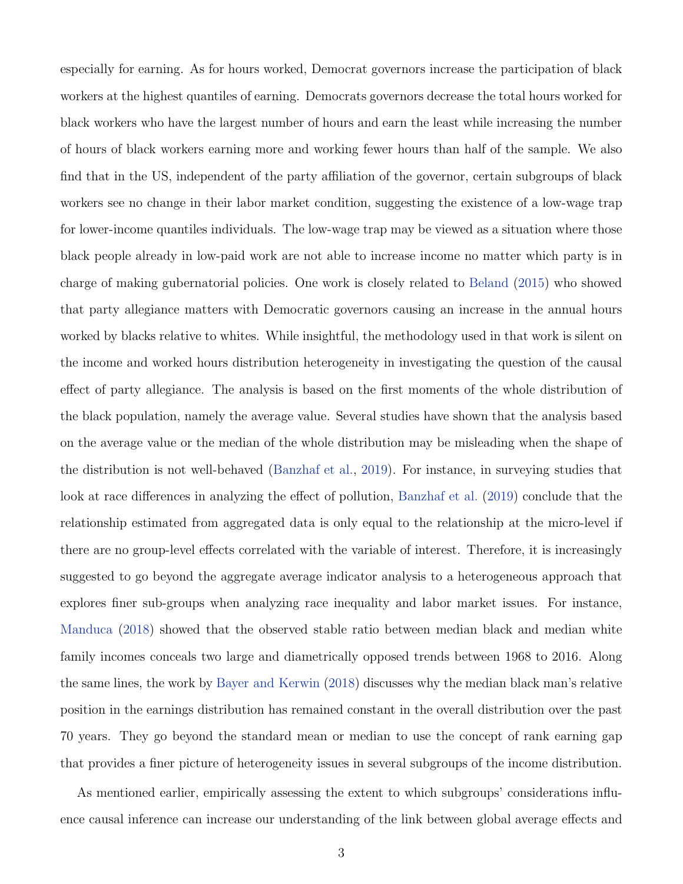especially for earning. As for hours worked, Democrat governors increase the participation of black workers at the highest quantiles of earning. Democrats governors decrease the total hours worked for black workers who have the largest number of hours and earn the least while increasing the number of hours of black workers earning more and working fewer hours than half of the sample. We also find that in the US, independent of the party affiliation of the governor, certain subgroups of black workers see no change in their labor market condition, suggesting the existence of a low-wage trap for lower-income quantiles individuals. The low-wage trap may be viewed as a situation where those black people already in low-paid work are not able to increase income no matter which party is in charge of making gubernatorial policies. One work is closely related to Beland (2015) who showed that party allegiance matters with Democratic governors causing an increase in the annual hours worked by blacks relative to whites. While insightful, the methodology used in that work is silent on the income and worked hours distribution heterogeneity in investigating the question of the causal effect of party allegiance. The analysis is based on the first moments of the whole distribution of the black population, namely the average value. Several studies have shown that the analysis based on the average value or the median of the whole distribution may be misleading when the shape of the distribution is not well-behaved (Banzhaf et al., 2019). For instance, in surveying studies that look at race differences in analyzing the effect of pollution, Banzhaf et al. (2019) conclude that the relationship estimated from aggregated data is only equal to the relationship at the micro-level if there are no group-level effects correlated with the variable of interest. Therefore, it is increasingly suggested to go beyond the aggregate average indicator analysis to a heterogeneous approach that explores finer sub-groups when analyzing race inequality and labor market issues. For instance, Manduca (2018) showed that the observed stable ratio between median black and median white family incomes conceals two large and diametrically opposed trends between 1968 to 2016. Along the same lines, the work by Bayer and Kerwin (2018) discusses why the median black man's relative position in the earnings distribution has remained constant in the overall distribution over the past 70 years. They go beyond the standard mean or median to use the concept of rank earning gap that provides a finer picture of heterogeneity issues in several subgroups of the income distribution.

As mentioned earlier, empirically assessing the extent to which subgroups' considerations influence causal inference can increase our understanding of the link between global average effects and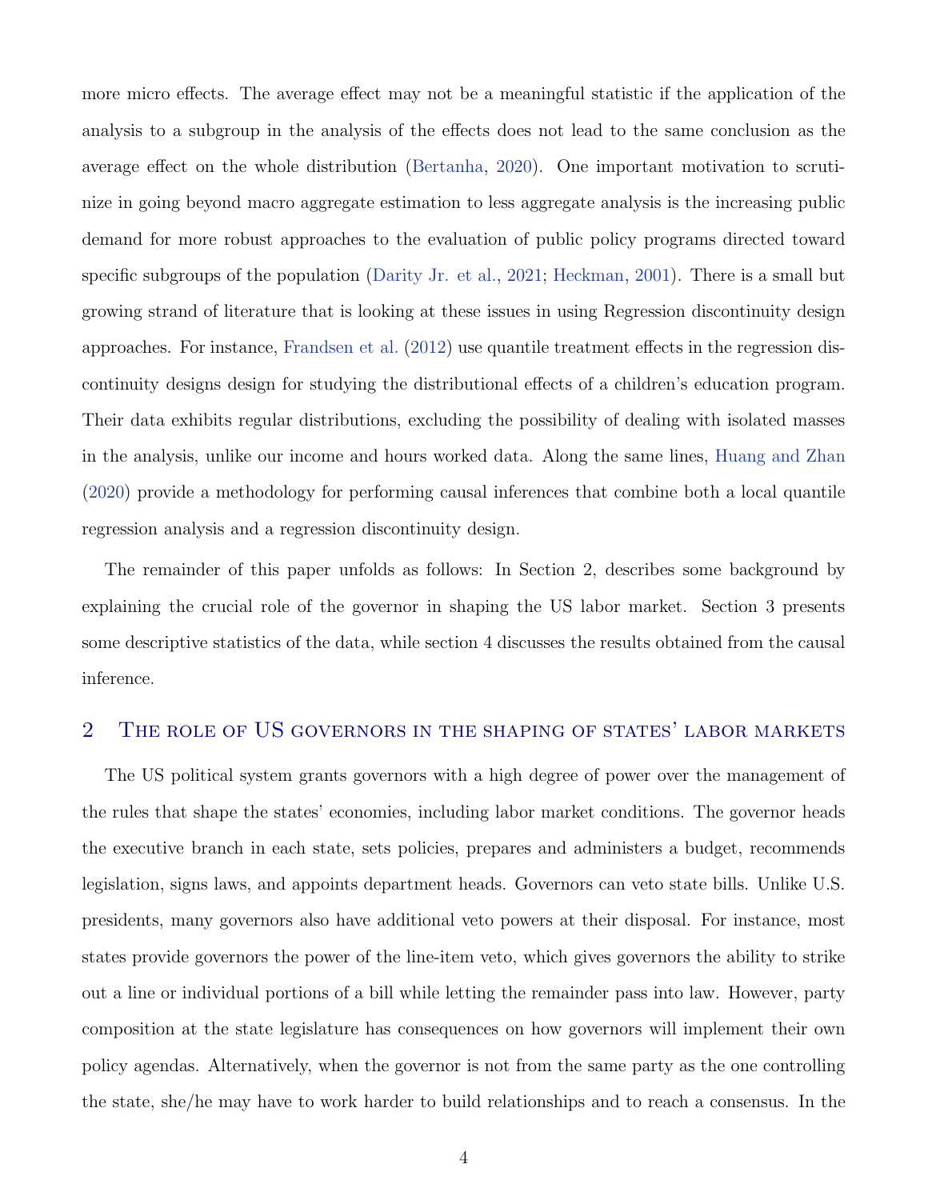more micro effects. The average effect may not be a meaningful statistic if the application of the analysis to a subgroup in the analysis of the effects does not lead to the same conclusion as the average effect on the whole distribution (Bertanha, 2020). One important motivation to scrutinize in going beyond macro aggregate estimation to less aggregate analysis is the increasing public demand for more robust approaches to the evaluation of public policy programs directed toward specific subgroups of the population (Darity Jr. et al., 2021; Heckman, 2001). There is a small but growing strand of literature that is looking at these issues in using Regression discontinuity design approaches. For instance, Frandsen et al. (2012) use quantile treatment effects in the regression discontinuity designs design for studying the distributional effects of a children's education program. Their data exhibits regular distributions, excluding the possibility of dealing with isolated masses in the analysis, unlike our income and hours worked data. Along the same lines, Huang and Zhan (2020) provide a methodology for performing causal inferences that combine both a local quantile regression analysis and a regression discontinuity design.

The remainder of this paper unfolds as follows: In Section 2, describes some background by explaining the crucial role of the governor in shaping the US labor market. Section 3 presents some descriptive statistics of the data, while section 4 discusses the results obtained from the causal inference.

## 2 The role of US governors in the shaping of states' labor markets

The US political system grants governors with a high degree of power over the management of the rules that shape the states' economies, including labor market conditions. The governor heads the executive branch in each state, sets policies, prepares and administers a budget, recommends legislation, signs laws, and appoints department heads. Governors can veto state bills. Unlike U.S. presidents, many governors also have additional veto powers at their disposal. For instance, most states provide governors the power of the line-item veto, which gives governors the ability to strike out a line or individual portions of a bill while letting the remainder pass into law. However, party composition at the state legislature has consequences on how governors will implement their own policy agendas. Alternatively, when the governor is not from the same party as the one controlling the state, she/he may have to work harder to build relationships and to reach a consensus. In the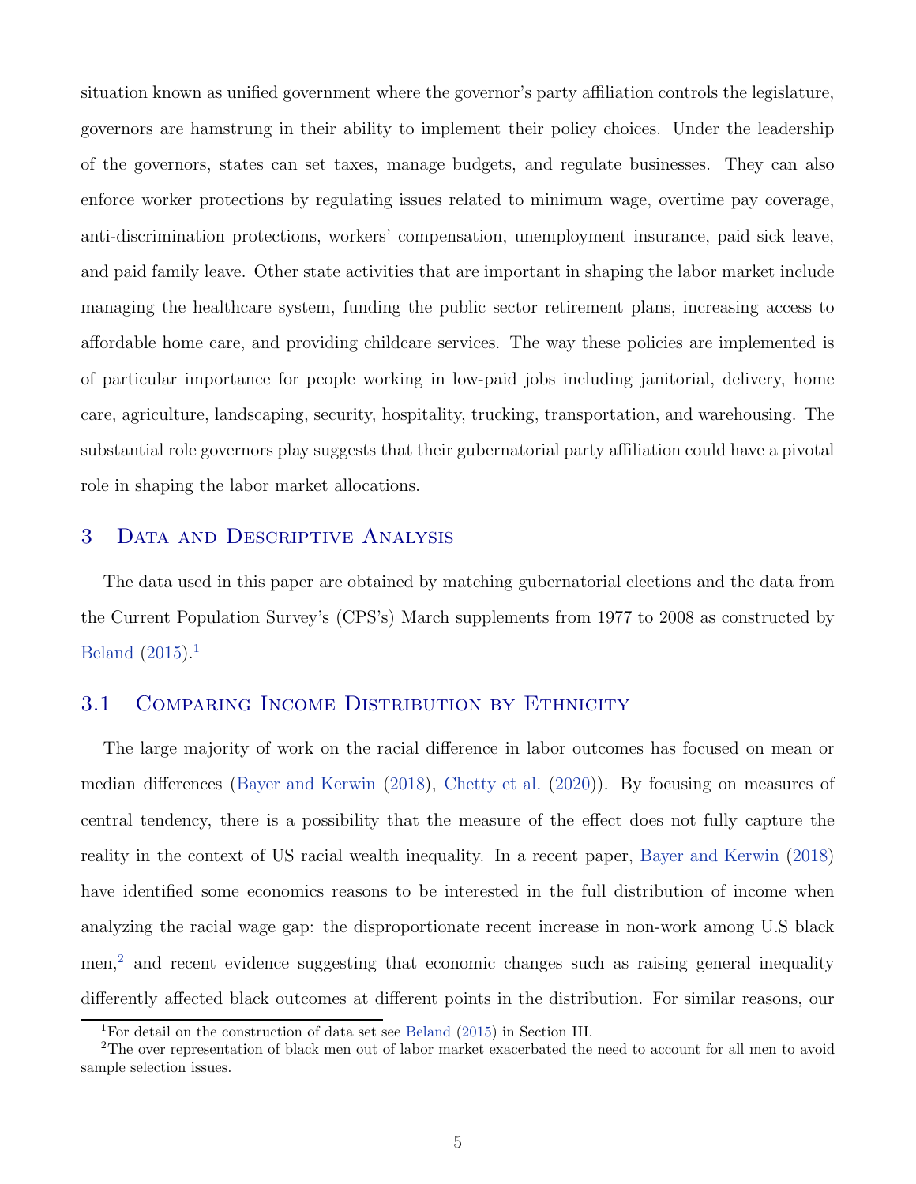situation known as unified government where the governor's party affiliation controls the legislature, governors are hamstrung in their ability to implement their policy choices. Under the leadership of the governors, states can set taxes, manage budgets, and regulate businesses. They can also enforce worker protections by regulating issues related to minimum wage, overtime pay coverage, anti-discrimination protections, workers' compensation, unemployment insurance, paid sick leave, and paid family leave. Other state activities that are important in shaping the labor market include managing the healthcare system, funding the public sector retirement plans, increasing access to affordable home care, and providing childcare services. The way these policies are implemented is of particular importance for people working in low-paid jobs including janitorial, delivery, home care, agriculture, landscaping, security, hospitality, trucking, transportation, and warehousing. The substantial role governors play suggests that their gubernatorial party affiliation could have a pivotal role in shaping the labor market allocations.

## 3 Data and Descriptive Analysis

The data used in this paper are obtained by matching gubernatorial elections and the data from the Current Population Survey's (CPS's) March supplements from 1977 to 2008 as constructed by Beland (2015).[1]

### 3.1 Comparing Income Distribution by Ethnicity

The large majority of work on the racial difference in labor outcomes has focused on mean or median differences (Bayer and Kerwin (2018), Chetty et al. (2020)). By focusing on measures of central tendency, there is a possibility that the measure of the effect does not fully capture the reality in the context of US racial wealth inequality. In a recent paper, Bayer and Kerwin (2018) have identified some economics reasons to be interested in the full distribution of income when analyzing the racial wage gap: the disproportionate recent increase in non-work among U.S black men,[2] and recent evidence suggesting that economic changes such as raising general inequality differently affected black outcomes at different points in the distribution. For similar reasons, our

[1] For detail on the construction of data set see Beland (2015) in Section III.

[2] The over representation of black men out of labor market exacerbated the need to account for all men to avoid sample selection issues.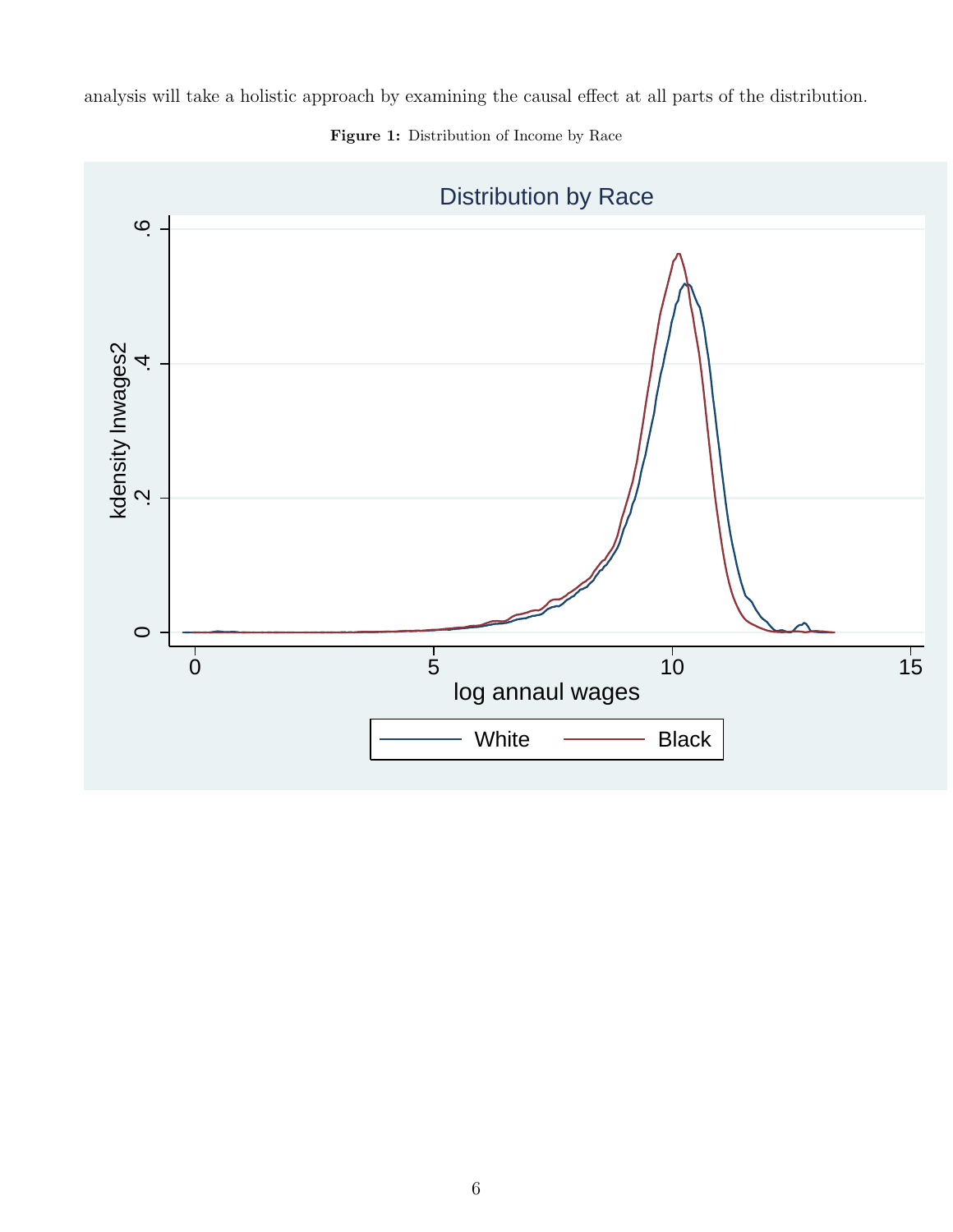analysis will take a holistic approach by examining the causal effect at all parts of the distribution.

**Figure 1:** Distribution of Income by Race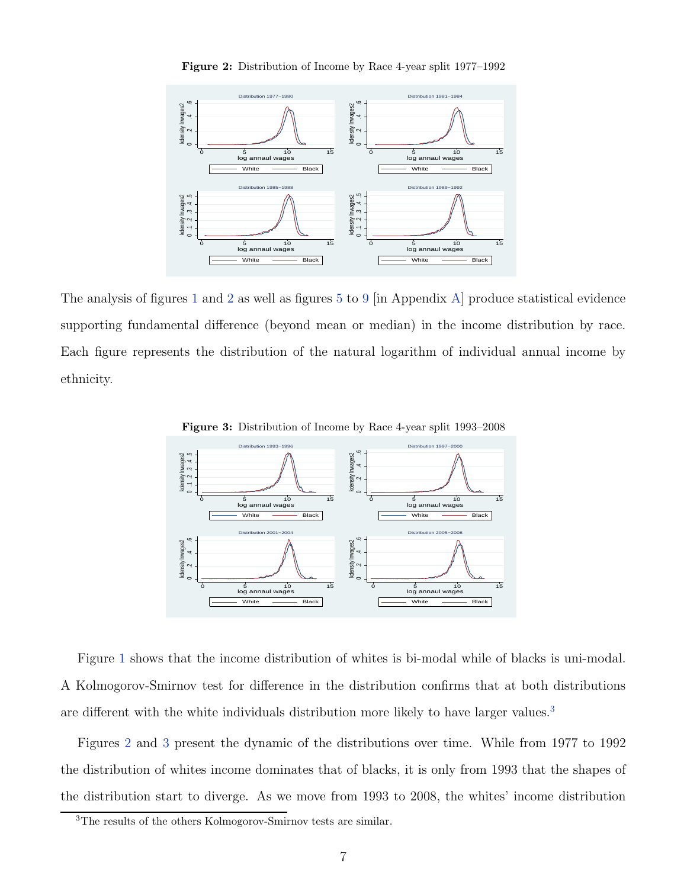**Figure 2:** Distribution of Income by Race 4-year split 1977–1992

The analysis of figures 1 and 2 as well as figures 5 to 9 [in Appendix A] produce statistical evidence supporting fundamental difference (beyond mean or median) in the income distribution by race. Each figure represents the distribution of the natural logarithm of individual annual income by ethnicity.

**Figure 3:** Distribution of Income by Race 4-year split 1993–2008

Figure 1 shows that the income distribution of whites is bi-modal while of blacks is uni-modal. A Kolmogorov-Smirnov test for difference in the distribution confirms that at both distributions are different with the white individuals distribution more likely to have larger values.[3]

Figures 2 and 3 present the dynamic of the distributions over time. While from 1977 to 1992 the distribution of whites income dominates that of blacks, it is only from 1993 that the shapes of the distribution start to diverge. As we move from 1993 to 2008, the whites' income distribution

[3] The results of the others Kolmogorov-Smirnov tests are similar.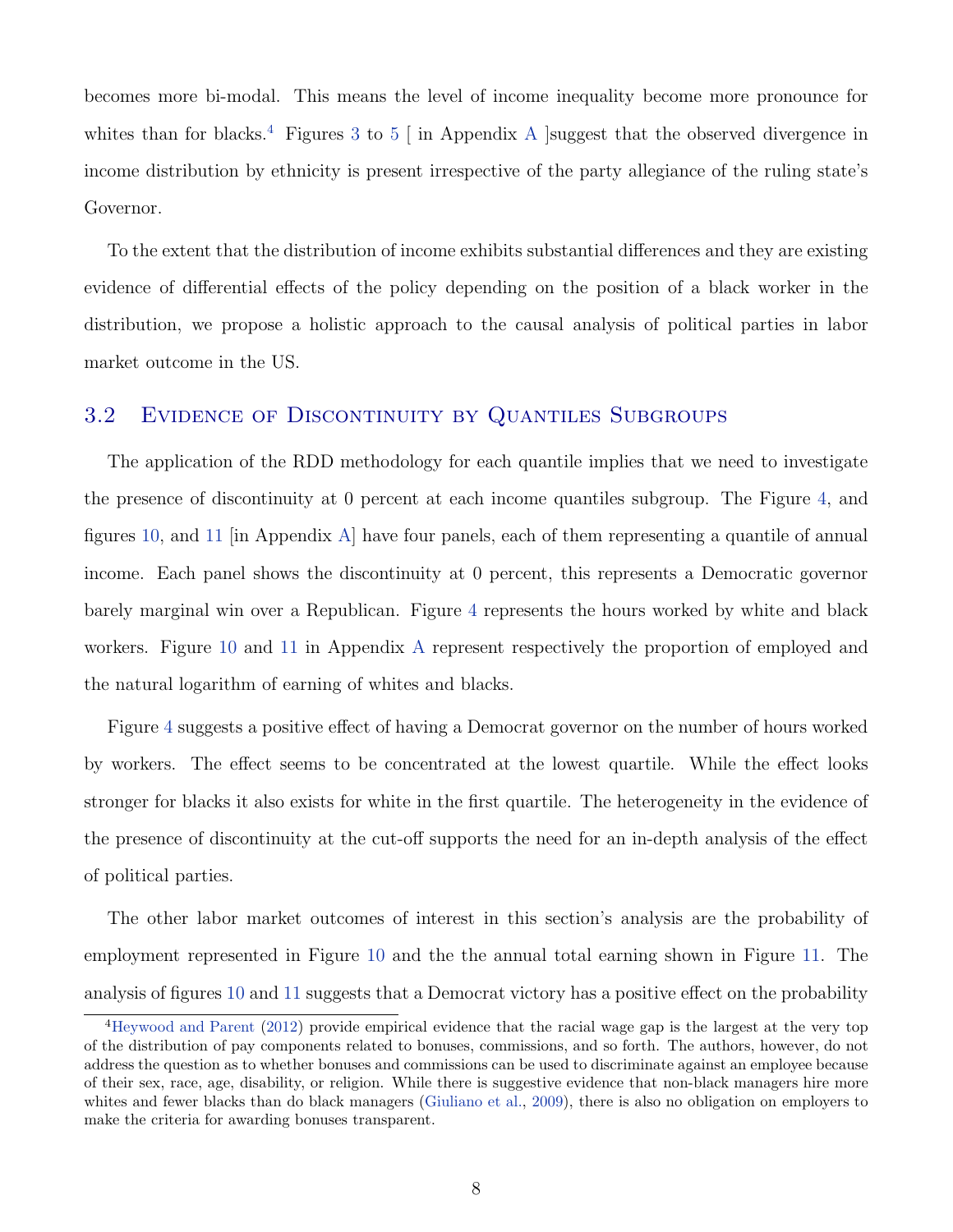becomes more bi-modal. This means the level of income inequality become more pronounce for whites than for blacks.[4] Figures 3 to 5 [ in Appendix A ]suggest that the observed divergence in income distribution by ethnicity is present irrespective of the party allegiance of the ruling state's Governor.

To the extent that the distribution of income exhibits substantial differences and they are existing evidence of differential effects of the policy depending on the position of a black worker in the distribution, we propose a holistic approach to the causal analysis of political parties in labor market outcome in the US.

## 3.2 Evidence of Discontinuity by Quantiles Subgroups

The application of the RDD methodology for each quantile implies that we need to investigate the presence of discontinuity at 0 percent at each income quantiles subgroup. The Figure 4, and figures 10, and 11 [in Appendix A] have four panels, each of them representing a quantile of annual income. Each panel shows the discontinuity at 0 percent, this represents a Democratic governor barely marginal win over a Republican. Figure 4 represents the hours worked by white and black workers. Figure 10 and 11 in Appendix A represent respectively the proportion of employed and the natural logarithm of earning of whites and blacks.

Figure 4 suggests a positive effect of having a Democrat governor on the number of hours worked by workers. The effect seems to be concentrated at the lowest quartile. While the effect looks stronger for blacks it also exists for white in the first quartile. The heterogeneity in the evidence of the presence of discontinuity at the cut-off supports the need for an in-depth analysis of the effect of political parties.

The other labor market outcomes of interest in this section's analysis are the probability of employment represented in Figure 10 and the the annual total earning shown in Figure 11. The analysis of figures 10 and 11 suggests that a Democrat victory has a positive effect on the probability

[4] Heywood and Parent (2012) provide empirical evidence that the racial wage gap is the largest at the very top of the distribution of pay components related to bonuses, commissions, and so forth. The authors, however, do not address the question as to whether bonuses and commissions can be used to discriminate against an employee because of their sex, race, age, disability, or religion. While there is suggestive evidence that non-black managers hire more whites and fewer blacks than do black managers (Giuliano et al., 2009), there is also no obligation on employers to make the criteria for awarding bonuses transparent.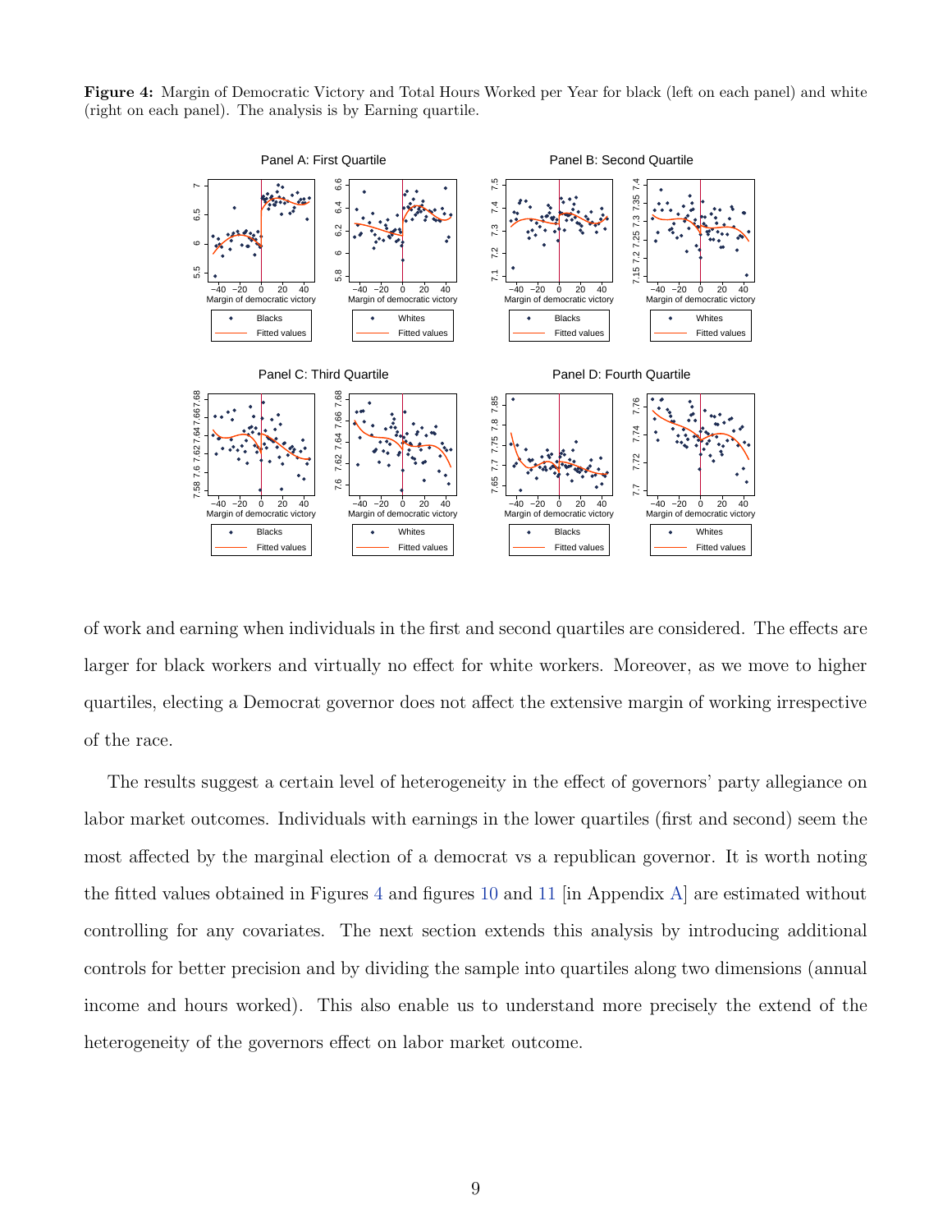**Figure 4:** Margin of Democratic Victory and Total Hours Worked per Year for black (left on each panel) and white (right on each panel). The analysis is by Earning quartile.

of work and earning when individuals in the first and second quartiles are considered. The effects are larger for black workers and virtually no effect for white workers. Moreover, as we move to higher quartiles, electing a Democrat governor does not affect the extensive margin of working irrespective of the race.

The results suggest a certain level of heterogeneity in the effect of governors' party allegiance on labor market outcomes. Individuals with earnings in the lower quartiles (first and second) seem the most affected by the marginal election of a democrat vs a republican governor. It is worth noting the fitted values obtained in Figures 4 and figures 10 and 11 [in Appendix A] are estimated without controlling for any covariates. The next section extends this analysis by introducing additional controls for better precision and by dividing the sample into quartiles along two dimensions (annual income and hours worked). This also enable us to understand more precisely the extend of the heterogeneity of the governors effect on labor market outcome.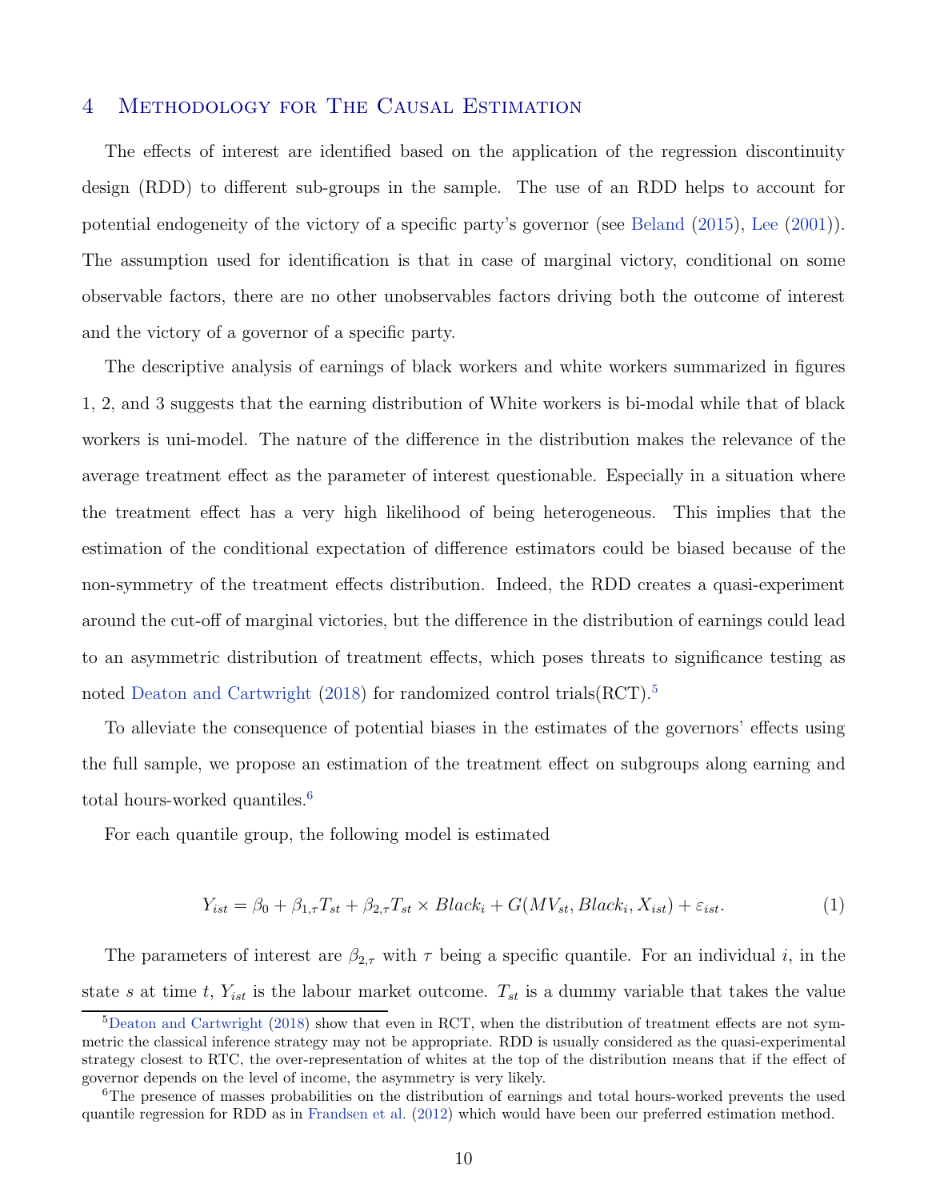## 4 Methodology for The Causal Estimation

The effects of interest are identified based on the application of the regression discontinuity design (RDD) to different sub-groups in the sample. The use of an RDD helps to account for potential endogeneity of the victory of a specific party's governor (see Beland (2015), Lee (2001)). The assumption used for identification is that in case of marginal victory, conditional on some observable factors, there are no other unobservables factors driving both the outcome of interest and the victory of a governor of a specific party.

The descriptive analysis of earnings of black workers and white workers summarized in figures 1, 2, and 3 suggests that the earning distribution of White workers is bi-modal while that of black workers is uni-model. The nature of the difference in the distribution makes the relevance of the average treatment effect as the parameter of interest questionable. Especially in a situation where the treatment effect has a very high likelihood of being heterogeneous. This implies that the estimation of the conditional expectation of difference estimators could be biased because of the non-symmetry of the treatment effects distribution. Indeed, the RDD creates a quasi-experiment around the cut-off of marginal victories, but the difference in the distribution of earnings could lead to an asymmetric distribution of treatment effects, which poses threats to significance testing as noted Deaton and Cartwright (2018) for randomized control trials(RCT).[5]

To alleviate the consequence of potential biases in the estimates of the governors' effects using the full sample, we propose an estimation of the treatment effect on subgroups along earning and total hours-worked quantiles.[6]

For each quantile group, the following model is estimated

$$Y_{ist} = \beta_0 + \beta_{1,\tau} T_{st} + \beta_{2,\tau} T_{st} \times Black_i + G(MV_{st}, Black_i, X_{ist}) + \varepsilon_{ist}. \tag{1}$$

The parameters of interest are $\beta_{2,\tau}$ with $\tau$ being a specific quantile. For an individual $i$, in the state $s$ at time $t$, $Y_{ist}$ is the labour market outcome. $T_{st}$ is a dummy variable that takes the value

[5] Deaton and Cartwright (2018) show that even in RCT, when the distribution of treatment effects are not symmetric the classical inference strategy may not be appropriate. RDD is usually considered as the quasi-experimental strategy closest to RTC, the over-representation of whites at the top of the distribution means that if the effect of governor depends on the level of income, the asymmetry is very likely.

[6] The presence of masses probabilities on the distribution of earnings and total hours-worked prevents the used quantile regression for RDD as in Frandsen et al. (2012) which would have been our preferred estimation method.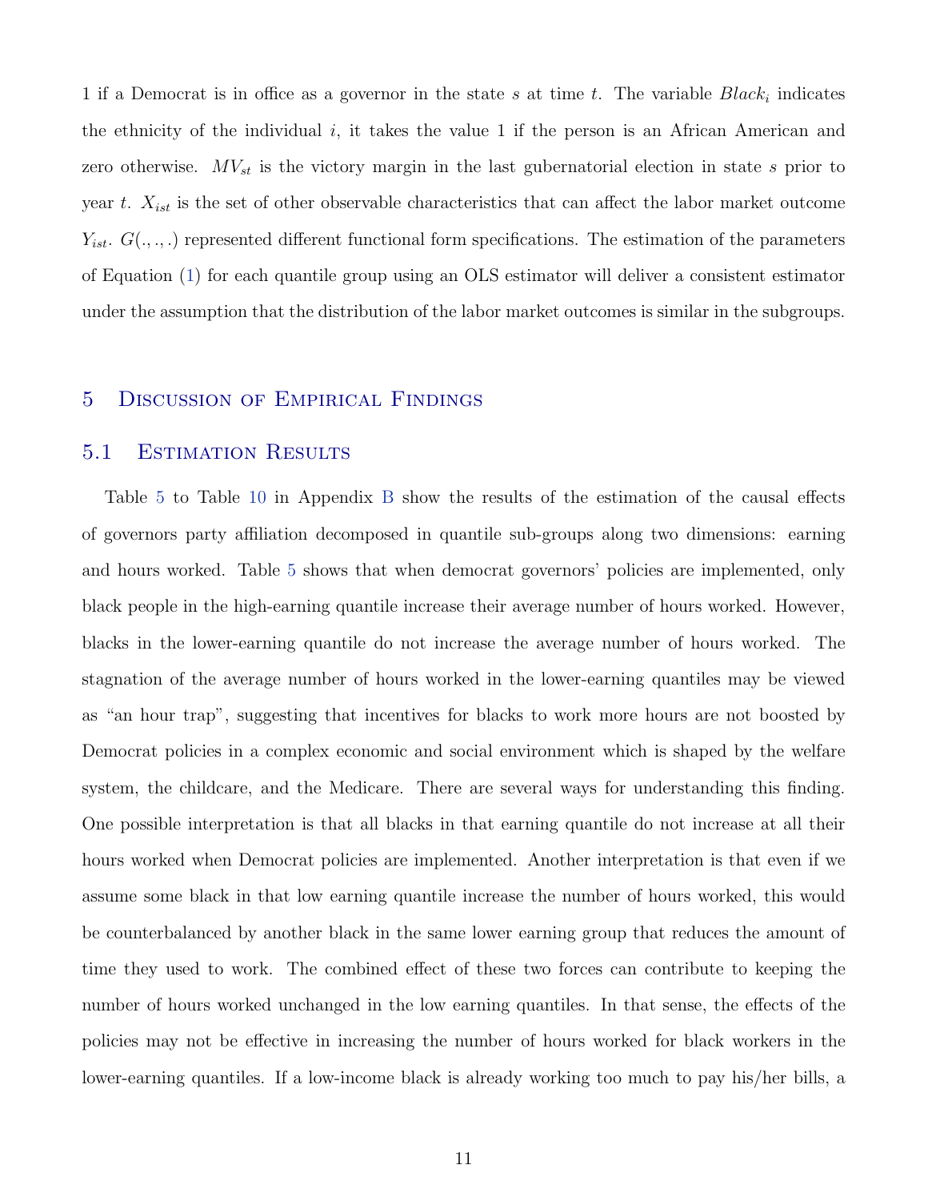1 if a Democrat is in office as a governor in the state $s$ at time $t$. The variable $Black_i$ indicates the ethnicity of the individual $i$, it takes the value 1 if the person is an African American and zero otherwise. $MV_{st}$ is the victory margin in the last gubernatorial election in state $s$ prior to year $t$. $X_{ist}$ is the set of other observable characteristics that can affect the labor market outcome $Y_{ist}$. $G(.,.,.)$ represented different functional form specifications. The estimation of the parameters of Equation (1) for each quantile group using an OLS estimator will deliver a consistent estimator under the assumption that the distribution of the labor market outcomes is similar in the subgroups.

# 5 Discussion of Empirical Findings

## 5.1 Estimation Results

Table 5 to Table 10 in Appendix B show the results of the estimation of the causal effects of governors party affiliation decomposed in quantile sub-groups along two dimensions: earning and hours worked. Table 5 shows that when democrat governors' policies are implemented, only black people in the high-earning quantile increase their average number of hours worked. However, blacks in the lower-earning quantile do not increase the average number of hours worked. The stagnation of the average number of hours worked in the lower-earning quantiles may be viewed as "an hour trap", suggesting that incentives for blacks to work more hours are not boosted by Democrat policies in a complex economic and social environment which is shaped by the welfare system, the childcare, and the Medicare. There are several ways for understanding this finding. One possible interpretation is that all blacks in that earning quantile do not increase at all their hours worked when Democrat policies are implemented. Another interpretation is that even if we assume some black in that low earning quantile increase the number of hours worked, this would be counterbalanced by another black in the same lower earning group that reduces the amount of time they used to work. The combined effect of these two forces can contribute to keeping the number of hours worked unchanged in the low earning quantiles. In that sense, the effects of the policies may not be effective in increasing the number of hours worked for black workers in the lower-earning quantiles. If a low-income black is already working too much to pay his/her bills, a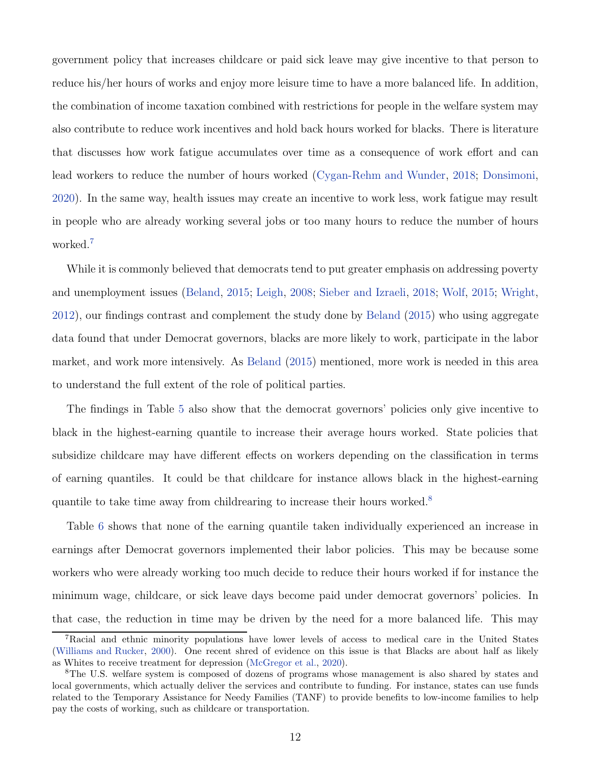government policy that increases childcare or paid sick leave may give incentive to that person to reduce his/her hours of works and enjoy more leisure time to have a more balanced life. In addition, the combination of income taxation combined with restrictions for people in the welfare system may also contribute to reduce work incentives and hold back hours worked for blacks. There is literature that discusses how work fatigue accumulates over time as a consequence of work effort and can lead workers to reduce the number of hours worked (Cygan-Rehm and Wunder, 2018; Donsimoni, 2020). In the same way, health issues may create an incentive to work less, work fatigue may result in people who are already working several jobs or too many hours to reduce the number of hours worked.[7]

While it is commonly believed that democrats tend to put greater emphasis on addressing poverty and unemployment issues (Beland, 2015; Leigh, 2008; Sieber and Izraeli, 2018; Wolf, 2015; Wright, 2012), our findings contrast and complement the study done by Beland (2015) who using aggregate data found that under Democrat governors, blacks are more likely to work, participate in the labor market, and work more intensively. As Beland (2015) mentioned, more work is needed in this area to understand the full extent of the role of political parties.

The findings in Table 5 also show that the democrat governors' policies only give incentive to black in the highest-earning quantile to increase their average hours worked. State policies that subsidize childcare may have different effects on workers depending on the classification in terms of earning quantiles. It could be that childcare for instance allows black in the highest-earning quantile to take time away from childrearing to increase their hours worked.[8]

Table 6 shows that none of the earning quantile taken individually experienced an increase in earnings after Democrat governors implemented their labor policies. This may be because some workers who were already working too much decide to reduce their hours worked if for instance the minimum wage, childcare, or sick leave days become paid under democrat governors' policies. In that case, the reduction in time may be driven by the need for a more balanced life. This may

[7] Racial and ethnic minority populations have lower levels of access to medical care in the United States (Williams and Rucker, 2000). One recent shred of evidence on this issue is that Blacks are about half as likely as Whites to receive treatment for depression (McGregor et al., 2020).

[8] The U.S. welfare system is composed of dozens of programs whose management is also shared by states and local governments, which actually deliver the services and contribute to funding. For instance, states can use funds related to the Temporary Assistance for Needy Families (TANF) to provide benefits to low-income families to help pay the costs of working, such as childcare or transportation.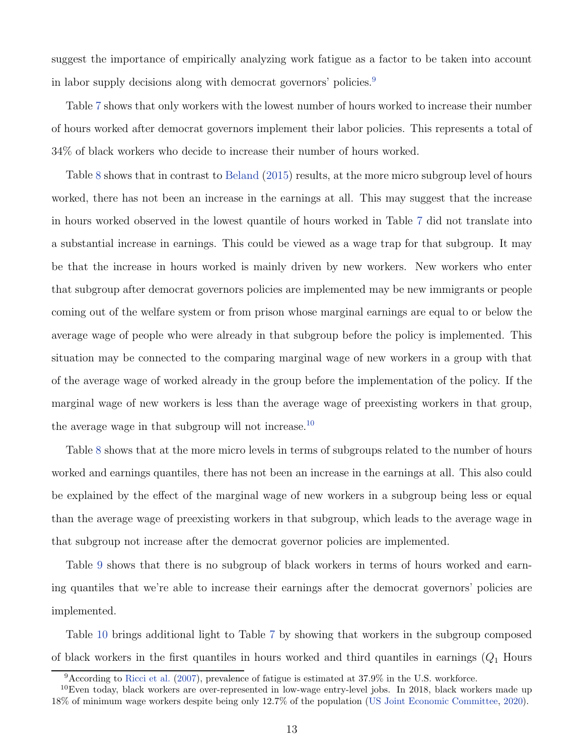suggest the importance of empirically analyzing work fatigue as a factor to be taken into account in labor supply decisions along with democrat governors' policies.[9]

Table 7 shows that only workers with the lowest number of hours worked to increase their number of hours worked after democrat governors implement their labor policies. This represents a total of 34% of black workers who decide to increase their number of hours worked.

Table 8 shows that in contrast to Beland (2015) results, at the more micro subgroup level of hours worked, there has not been an increase in the earnings at all. This may suggest that the increase in hours worked observed in the lowest quantile of hours worked in Table 7 did not translate into a substantial increase in earnings. This could be viewed as a wage trap for that subgroup. It may be that the increase in hours worked is mainly driven by new workers. New workers who enter that subgroup after democrat governors policies are implemented may be new immigrants or people coming out of the welfare system or from prison whose marginal earnings are equal to or below the average wage of people who were already in that subgroup before the policy is implemented. This situation may be connected to the comparing marginal wage of new workers in a group with that of the average wage of worked already in the group before the implementation of the policy. If the marginal wage of new workers is less than the average wage of preexisting workers in that group, the average wage in that subgroup will not increase.[10]

Table 8 shows that at the more micro levels in terms of subgroups related to the number of hours worked and earnings quantiles, there has not been an increase in the earnings at all. This also could be explained by the effect of the marginal wage of new workers in a subgroup being less or equal than the average wage of preexisting workers in that subgroup, which leads to the average wage in that subgroup not increase after the democrat governor policies are implemented.

Table 9 shows that there is no subgroup of black workers in terms of hours worked and earning quantiles that we're able to increase their earnings after the democrat governors' policies are implemented.

Table 10 brings additional light to Table 7 by showing that workers in the subgroup composed of black workers in the first quantiles in hours worked and third quantiles in earnings ($Q_1$ Hours

[9]According to Ricci et al. (2007), prevalence of fatigue is estimated at 37.9% in the U.S. workforce.

[10]Even today, black workers are over-represented in low-wage entry-level jobs. In 2018, black workers made up 18% of minimum wage workers despite being only 12.7% of the population (US Joint Economic Committee, 2020).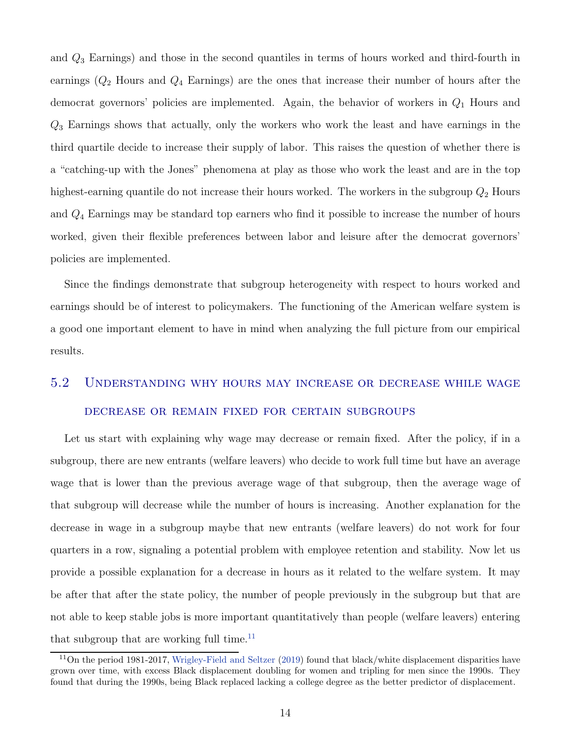and $Q_3$ Earnings) and those in the second quantiles in terms of hours worked and third-fourth in earnings ($Q_2$ Hours and $Q_4$ Earnings) are the ones that increase their number of hours after the democrat governors' policies are implemented. Again, the behavior of workers in $Q_1$ Hours and $Q_3$ Earnings shows that actually, only the workers who work the least and have earnings in the third quartile decide to increase their supply of labor. This raises the question of whether there is a "catching-up with the Jones" phenomena at play as those who work the least and are in the top highest-earning quantile do not increase their hours worked. The workers in the subgroup $Q_2$ Hours and $Q_4$ Earnings may be standard top earners who find it possible to increase the number of hours worked, given their flexible preferences between labor and leisure after the democrat governors' policies are implemented.

Since the findings demonstrate that subgroup heterogeneity with respect to hours worked and earnings should be of interest to policymakers. The functioning of the American welfare system is a good one important element to have in mind when analyzing the full picture from our empirical results.

## 5.2 Understanding why hours may increase or decrease while wage decrease or remain fixed for certain subgroups

Let us start with explaining why wage may decrease or remain fixed. After the policy, if in a subgroup, there are new entrants (welfare leavers) who decide to work full time but have an average wage that is lower than the previous average wage of that subgroup, then the average wage of that subgroup will decrease while the number of hours is increasing. Another explanation for the decrease in wage in a subgroup maybe that new entrants (welfare leavers) do not work for four quarters in a row, signaling a potential problem with employee retention and stability. Now let us provide a possible explanation for a decrease in hours as it related to the welfare system. It may be after that after the state policy, the number of people previously in the subgroup but that are not able to keep stable jobs is more important quantitatively than people (welfare leavers) entering that subgroup that are working full time.[11]

[11] On the period 1981-2017, Wrigley-Field and Seltzer (2019) found that black/white displacement disparities have grown over time, with excess Black displacement doubling for women and tripling for men since the 1990s. They found that during the 1990s, being Black replaced lacking a college degree as the better predictor of displacement.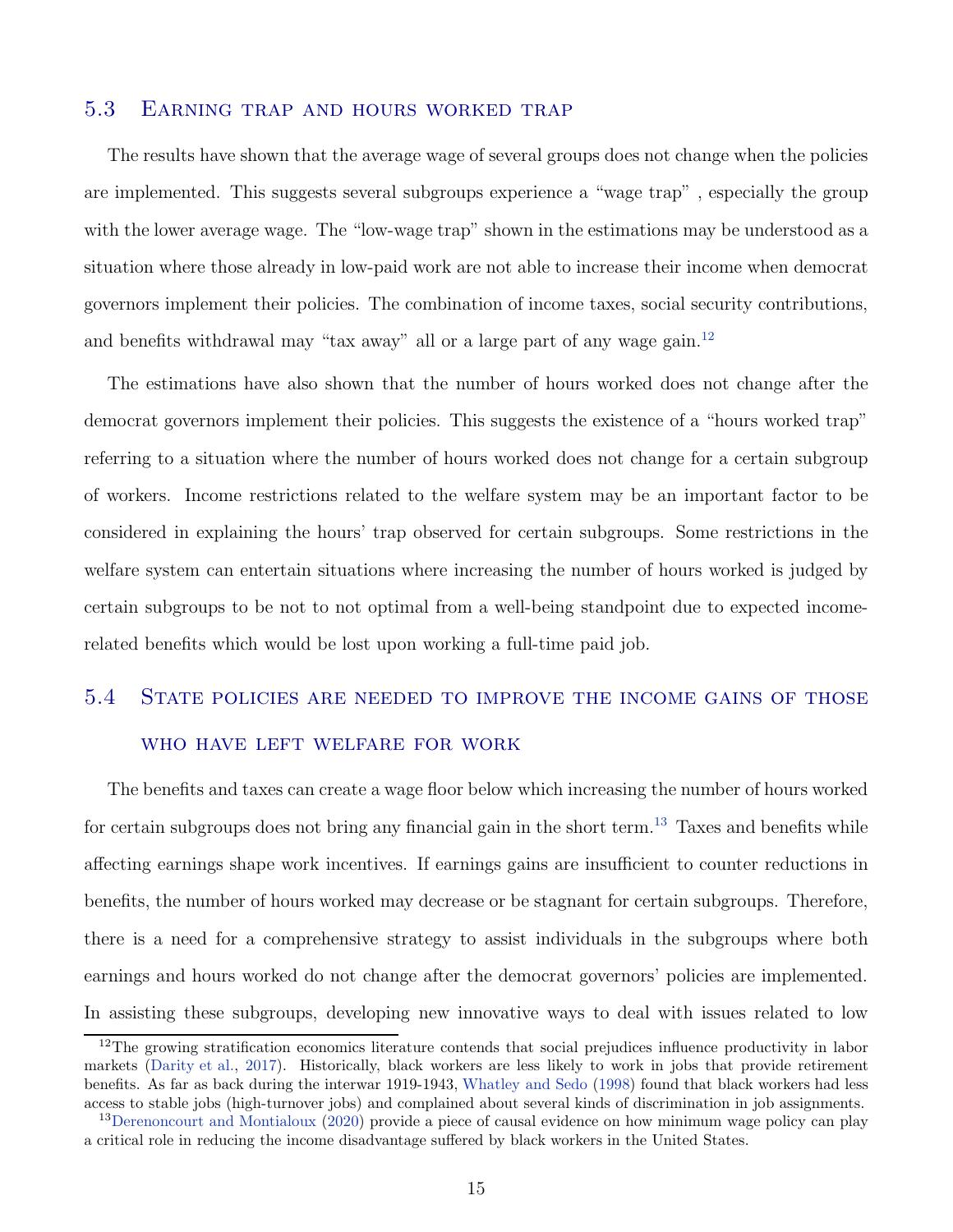## 5.3 Earning trap and hours worked trap

The results have shown that the average wage of several groups does not change when the policies are implemented. This suggests several subgroups experience a "wage trap" , especially the group with the lower average wage. The "low-wage trap" shown in the estimations may be understood as a situation where those already in low-paid work are not able to increase their income when democrat governors implement their policies. The combination of income taxes, social security contributions, and benefits withdrawal may "tax away" all or a large part of any wage gain.[12]

The estimations have also shown that the number of hours worked does not change after the democrat governors implement their policies. This suggests the existence of a "hours worked trap" referring to a situation where the number of hours worked does not change for a certain subgroup of workers. Income restrictions related to the welfare system may be an important factor to be considered in explaining the hours' trap observed for certain subgroups. Some restrictions in the welfare system can entertain situations where increasing the number of hours worked is judged by certain subgroups to be not to not optimal from a well-being standpoint due to expected income-related benefits which would be lost upon working a full-time paid job.

## 5.4 State policies are needed to improve the income gains of those who have left welfare for work

The benefits and taxes can create a wage floor below which increasing the number of hours worked for certain subgroups does not bring any financial gain in the short term.[13] Taxes and benefits while affecting earnings shape work incentives. If earnings gains are insufficient to counter reductions in benefits, the number of hours worked may decrease or be stagnant for certain subgroups. Therefore, there is a need for a comprehensive strategy to assist individuals in the subgroups where both earnings and hours worked do not change after the democrat governors' policies are implemented. In assisting these subgroups, developing new innovative ways to deal with issues related to low

---

[12] The growing stratification economics literature contends that social prejudices influence productivity in labor markets (Darity et al., 2017). Historically, black workers are less likely to work in jobs that provide retirement benefits. As far as back during the interwar 1919-1943, Whatley and Sedo (1998) found that black workers had less access to stable jobs (high-turnover jobs) and complained about several kinds of discrimination in job assignments.

[13] Derenoncourt and Montialoux (2020) provide a piece of causal evidence on how minimum wage policy can play a critical role in reducing the income disadvantage suffered by black workers in the United States.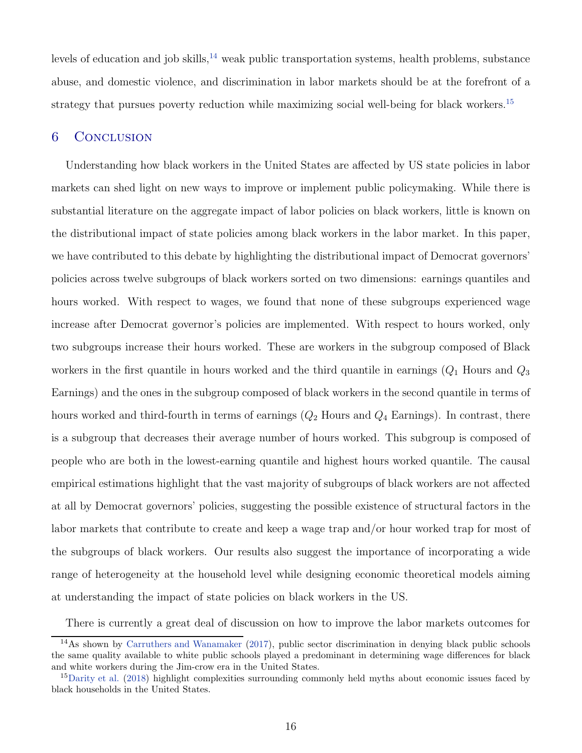levels of education and job skills,[14] weak public transportation systems, health problems, substance abuse, and domestic violence, and discrimination in labor markets should be at the forefront of a strategy that pursues poverty reduction while maximizing social well-being for black workers.[15]

## 6 Conclusion

Understanding how black workers in the United States are affected by US state policies in labor markets can shed light on new ways to improve or implement public policymaking. While there is substantial literature on the aggregate impact of labor policies on black workers, little is known on the distributional impact of state policies among black workers in the labor market. In this paper, we have contributed to this debate by highlighting the distributional impact of Democrat governors' policies across twelve subgroups of black workers sorted on two dimensions: earnings quantiles and hours worked. With respect to wages, we found that none of these subgroups experienced wage increase after Democrat governor's policies are implemented. With respect to hours worked, only two subgroups increase their hours worked. These are workers in the subgroup composed of Black workers in the first quantile in hours worked and the third quantile in earnings ($Q_1$ Hours and $Q_3$ Earnings) and the ones in the subgroup composed of black workers in the second quantile in terms of hours worked and third-fourth in terms of earnings ($Q_2$ Hours and $Q_4$ Earnings). In contrast, there is a subgroup that decreases their average number of hours worked. This subgroup is composed of people who are both in the lowest-earning quantile and highest hours worked quantile. The causal empirical estimations highlight that the vast majority of subgroups of black workers are not affected at all by Democrat governors' policies, suggesting the possible existence of structural factors in the labor markets that contribute to create and keep a wage trap and/or hour worked trap for most of the subgroups of black workers. Our results also suggest the importance of incorporating a wide range of heterogeneity at the household level while designing economic theoretical models aiming at understanding the impact of state policies on black workers in the US.

There is currently a great deal of discussion on how to improve the labor markets outcomes for

[14] As shown by Carruthers and Wanamaker (2017), public sector discrimination in denying black public schools the same quality available to white public schools played a predominant in determining wage differences for black and white workers during the Jim-crow era in the United States.

[15] Darity et al. (2018) highlight complexities surrounding commonly held myths about economic issues faced by black households in the United States.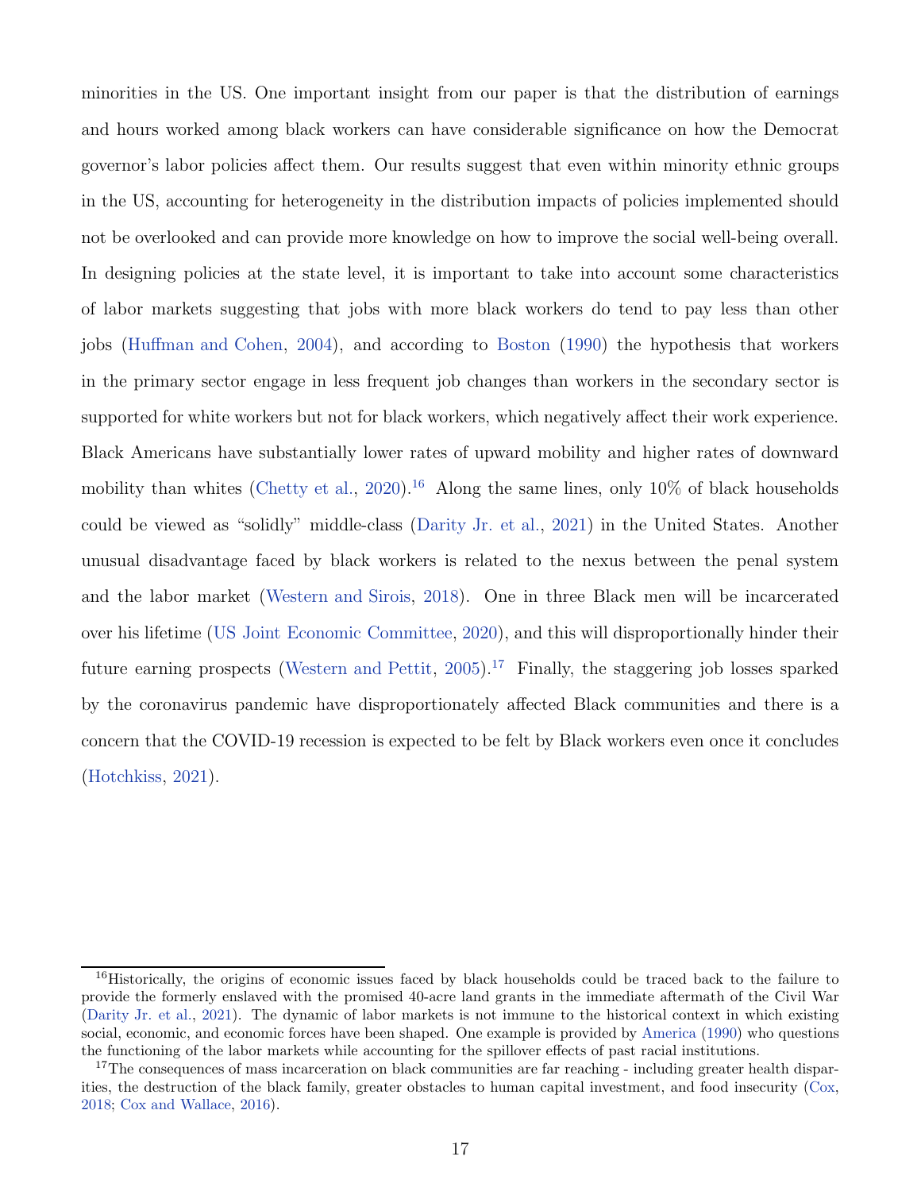minorities in the US. One important insight from our paper is that the distribution of earnings and hours worked among black workers can have considerable significance on how the Democrat governor's labor policies affect them. Our results suggest that even within minority ethnic groups in the US, accounting for heterogeneity in the distribution impacts of policies implemented should not be overlooked and can provide more knowledge on how to improve the social well-being overall. In designing policies at the state level, it is important to take into account some characteristics of labor markets suggesting that jobs with more black workers do tend to pay less than other jobs (Huffman and Cohen, 2004), and according to Boston (1990) the hypothesis that workers in the primary sector engage in less frequent job changes than workers in the secondary sector is supported for white workers but not for black workers, which negatively affect their work experience. Black Americans have substantially lower rates of upward mobility and higher rates of downward mobility than whites (Chetty et al., 2020).[16] Along the same lines, only 10% of black households could be viewed as "solidly" middle-class (Darity Jr. et al., 2021) in the United States. Another unusual disadvantage faced by black workers is related to the nexus between the penal system and the labor market (Western and Sirois, 2018). One in three Black men will be incarcerated over his lifetime (US Joint Economic Committee, 2020), and this will disproportionally hinder their future earning prospects (Western and Pettit, 2005).[17] Finally, the staggering job losses sparked by the coronavirus pandemic have disproportionately affected Black communities and there is a concern that the COVID-19 recession is expected to be felt by Black workers even once it concludes (Hotchkiss, 2021).

[16] Historically, the origins of economic issues faced by black households could be traced back to the failure to provide the formerly enslaved with the promised 40-acre land grants in the immediate aftermath of the Civil War (Darity Jr. et al., 2021). The dynamic of labor markets is not immune to the historical context in which existing social, economic, and economic forces have been shaped. One example is provided by America (1990) who questions the functioning of the labor markets while accounting for the spillover effects of past racial institutions.

[17] The consequences of mass incarceration on black communities are far reaching - including greater health disparities, the destruction of the black family, greater obstacles to human capital investment, and food insecurity (Cox, 2018; Cox and Wallace, 2016).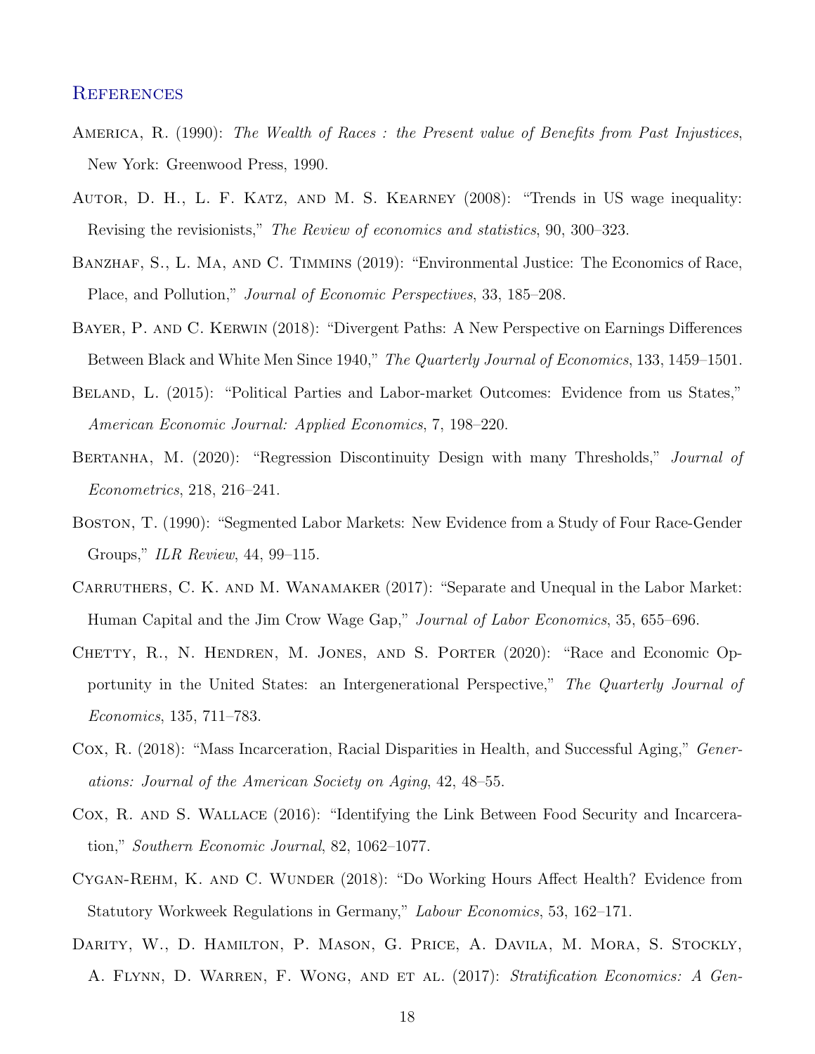## References

America, R. (1990): *The Wealth of Races : the Present value of Benefits from Past Injustices*, New York: Greenwood Press, 1990.

Autor, D. H., L. F. Katz, and M. S. Kearney (2008): "Trends in US wage inequality: Revising the revisionists," *The Review of economics and statistics*, 90, 300–323.

Banzhaf, S., L. Ma, and C. Timmins (2019): "Environmental Justice: The Economics of Race, Place, and Pollution," *Journal of Economic Perspectives*, 33, 185–208.

Bayer, P. and C. Kerwin (2018): "Divergent Paths: A New Perspective on Earnings Differences Between Black and White Men Since 1940," *The Quarterly Journal of Economics*, 133, 1459–1501.

Beland, L. (2015): "Political Parties and Labor-market Outcomes: Evidence from us States," *American Economic Journal: Applied Economics*, 7, 198–220.

Bertanha, M. (2020): "Regression Discontinuity Design with many Thresholds," *Journal of Econometrics*, 218, 216–241.

Boston, T. (1990): "Segmented Labor Markets: New Evidence from a Study of Four Race-Gender Groups," *ILR Review*, 44, 99–115.

Carruthers, C. K. and M. Wanamaker (2017): "Separate and Unequal in the Labor Market: Human Capital and the Jim Crow Wage Gap," *Journal of Labor Economics*, 35, 655–696.

Chetty, R., N. Hendren, M. Jones, and S. Porter (2020): "Race and Economic Opportunity in the United States: an Intergenerational Perspective," *The Quarterly Journal of Economics*, 135, 711–783.

Cox, R. (2018): "Mass Incarceration, Racial Disparities in Health, and Successful Aging," *Generations: Journal of the American Society on Aging*, 42, 48–55.

Cox, R. and S. Wallace (2016): "Identifying the Link Between Food Security and Incarceration," *Southern Economic Journal*, 82, 1062–1077.

Cygan-Rehm, K. and C. Wunder (2018): "Do Working Hours Affect Health? Evidence from Statutory Workweek Regulations in Germany," *Labour Economics*, 53, 162–171.

Darity, W., D. Hamilton, P. Mason, G. Price, A. Davila, M. Mora, S. Stockly, A. Flynn, D. Warren, F. Wong, and et al. (2017): *Stratification Economics: A Gen-*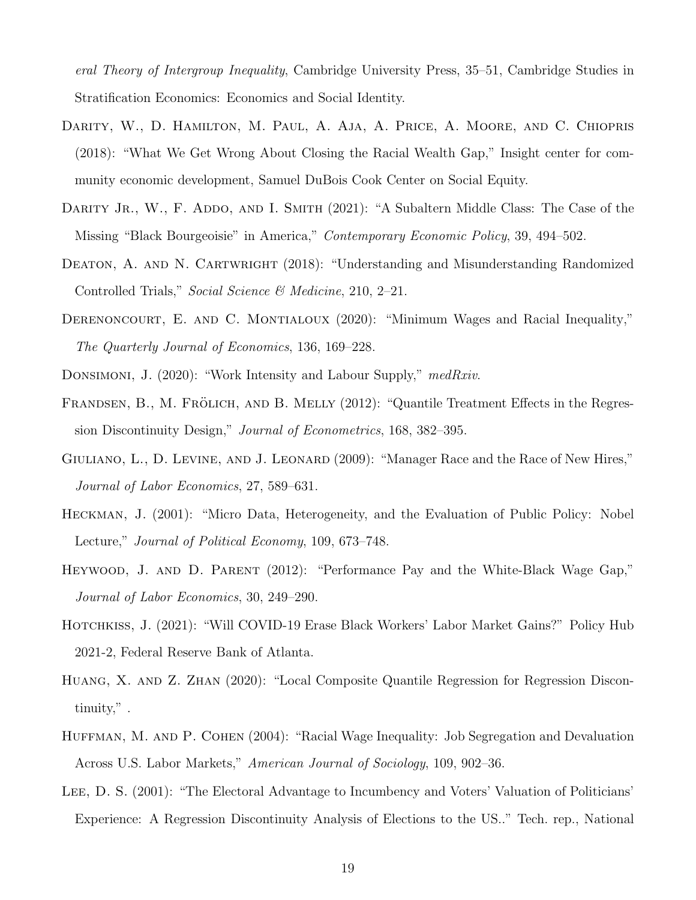*eral Theory of Intergroup Inequality*, Cambridge University Press, 35–51, Cambridge Studies in Stratification Economics: Economics and Social Identity.

Darity, W., D. Hamilton, M. Paul, A. Aja, A. Price, A. Moore, and C. Chiopris (2018): "What We Get Wrong About Closing the Racial Wealth Gap," Insight center for community economic development, Samuel DuBois Cook Center on Social Equity.

Darity Jr., W., F. Addo, and I. Smith (2021): "A Subaltern Middle Class: The Case of the Missing "Black Bourgeoisie" in America," *Contemporary Economic Policy*, 39, 494–502.

Deaton, A. and N. Cartwright (2018): "Understanding and Misunderstanding Randomized Controlled Trials," *Social Science & Medicine*, 210, 2–21.

Derenoncourt, E. and C. Montialoux (2020): "Minimum Wages and Racial Inequality," *The Quarterly Journal of Economics*, 136, 169–228.

Donsimoni, J. (2020): "Work Intensity and Labour Supply," *medRxiv*.

Frandsen, B., M. Frölich, and B. Melly (2012): "Quantile Treatment Effects in the Regression Discontinuity Design," *Journal of Econometrics*, 168, 382–395.

Giuliano, L., D. Levine, and J. Leonard (2009): "Manager Race and the Race of New Hires," *Journal of Labor Economics*, 27, 589–631.

Heckman, J. (2001): "Micro Data, Heterogeneity, and the Evaluation of Public Policy: Nobel Lecture," *Journal of Political Economy*, 109, 673–748.

Heywood, J. and D. Parent (2012): "Performance Pay and the White-Black Wage Gap," *Journal of Labor Economics*, 30, 249–290.

Hotchkiss, J. (2021): "Will COVID-19 Erase Black Workers' Labor Market Gains?" Policy Hub 2021-2, Federal Reserve Bank of Atlanta.

Huang, X. and Z. Zhan (2020): "Local Composite Quantile Regression for Regression Discontinuity," .

Huffman, M. and P. Cohen (2004): "Racial Wage Inequality: Job Segregation and Devaluation Across U.S. Labor Markets," *American Journal of Sociology*, 109, 902–36.

Lee, D. S. (2001): "The Electoral Advantage to Incumbency and Voters' Valuation of Politicians' Experience: A Regression Discontinuity Analysis of Elections to the US.." Tech. rep., National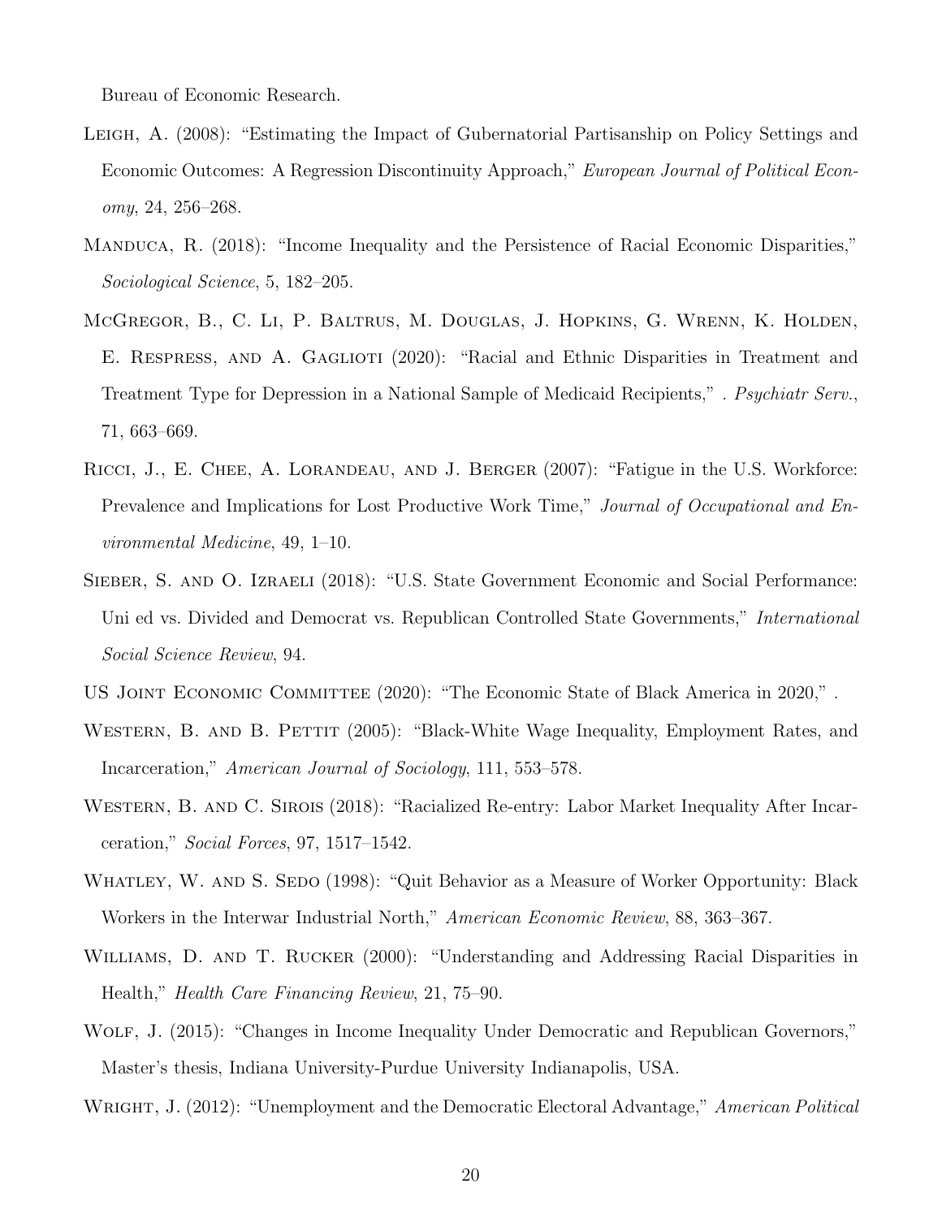Bureau of Economic Research.

Leigh, A. (2008): "Estimating the Impact of Gubernatorial Partisanship on Policy Settings and Economic Outcomes: A Regression Discontinuity Approach," *European Journal of Political Economy*, 24, 256–268.

Manduca, R. (2018): "Income Inequality and the Persistence of Racial Economic Disparities," *Sociological Science*, 5, 182–205.

McGregor, B., C. Li, P. Baltrus, M. Douglas, J. Hopkins, G. Wrenn, K. Holden, E. Respress, and A. Gaglioti (2020): "Racial and Ethnic Disparities in Treatment and Treatment Type for Depression in a National Sample of Medicaid Recipients," *. Psychiatr Serv.*, 71, 663–669.

Ricci, J., E. Chee, A. Lorandeau, and J. Berger (2007): "Fatigue in the U.S. Workforce: Prevalence and Implications for Lost Productive Work Time," *Journal of Occupational and Environmental Medicine*, 49, 1–10.

Sieber, S. and O. Izraeli (2018): "U.S. State Government Economic and Social Performance: Uni ed vs. Divided and Democrat vs. Republican Controlled State Governments," *International Social Science Review*, 94.

US Joint Economic Committee (2020): "The Economic State of Black America in 2020," .

Western, B. and B. Pettit (2005): "Black-White Wage Inequality, Employment Rates, and Incarceration," *American Journal of Sociology*, 111, 553–578.

Western, B. and C. Sirois (2018): "Racialized Re-entry: Labor Market Inequality After Incarceration," *Social Forces*, 97, 1517–1542.

Whatley, W. and S. Sedo (1998): "Quit Behavior as a Measure of Worker Opportunity: Black Workers in the Interwar Industrial North," *American Economic Review*, 88, 363–367.

Williams, D. and T. Rucker (2000): "Understanding and Addressing Racial Disparities in Health," *Health Care Financing Review*, 21, 75–90.

Wolf, J. (2015): "Changes in Income Inequality Under Democratic and Republican Governors," Master's thesis, Indiana University-Purdue University Indianapolis, USA.

Wright, J. (2012): "Unemployment and the Democratic Electoral Advantage," *American Political*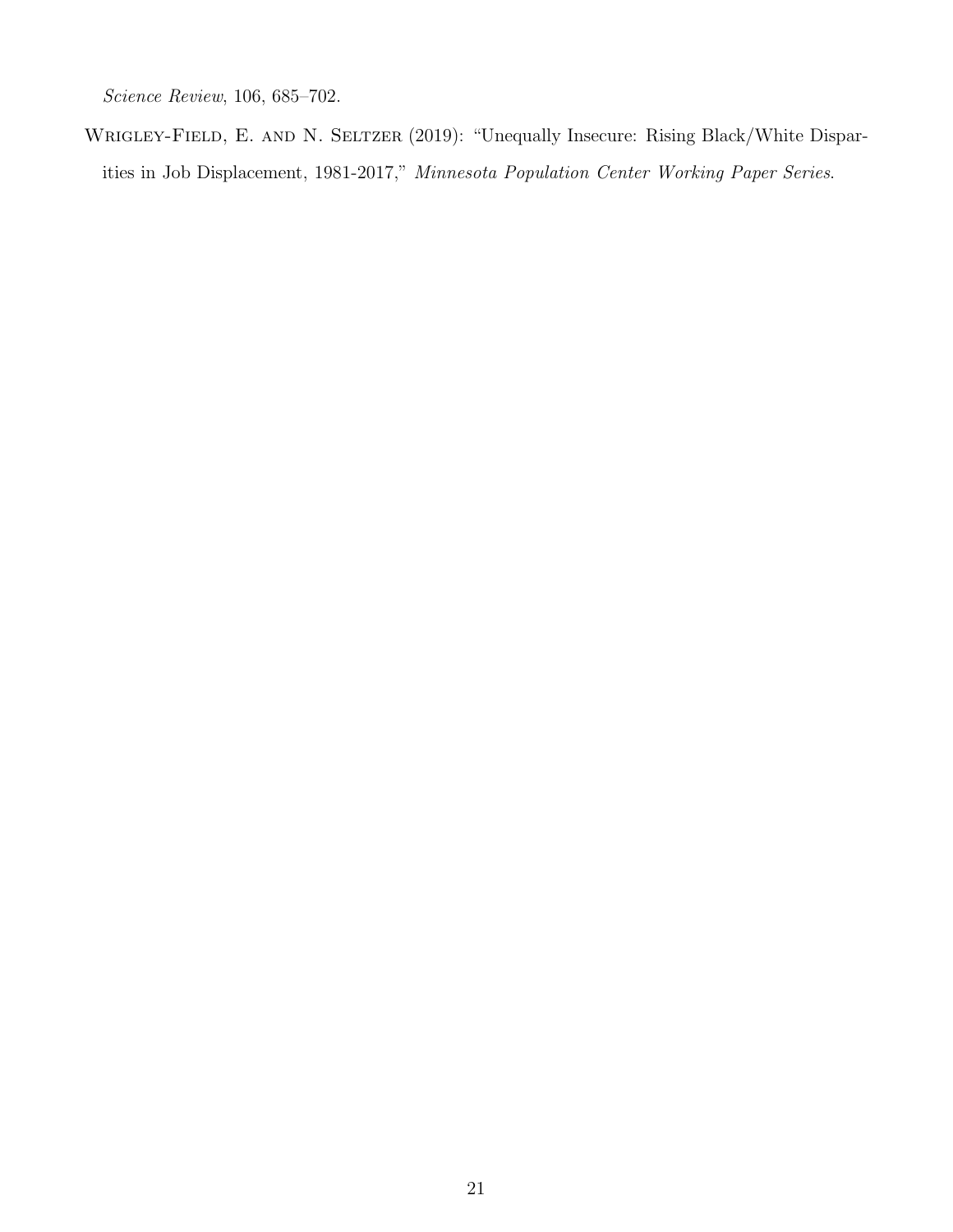*Science Review*, 106, 685–702.

Wrigley-Field, E. and N. Seltzer (2019): "Unequally Insecure: Rising Black/White Disparities in Job Displacement, 1981-2017," *Minnesota Population Center Working Paper Series*.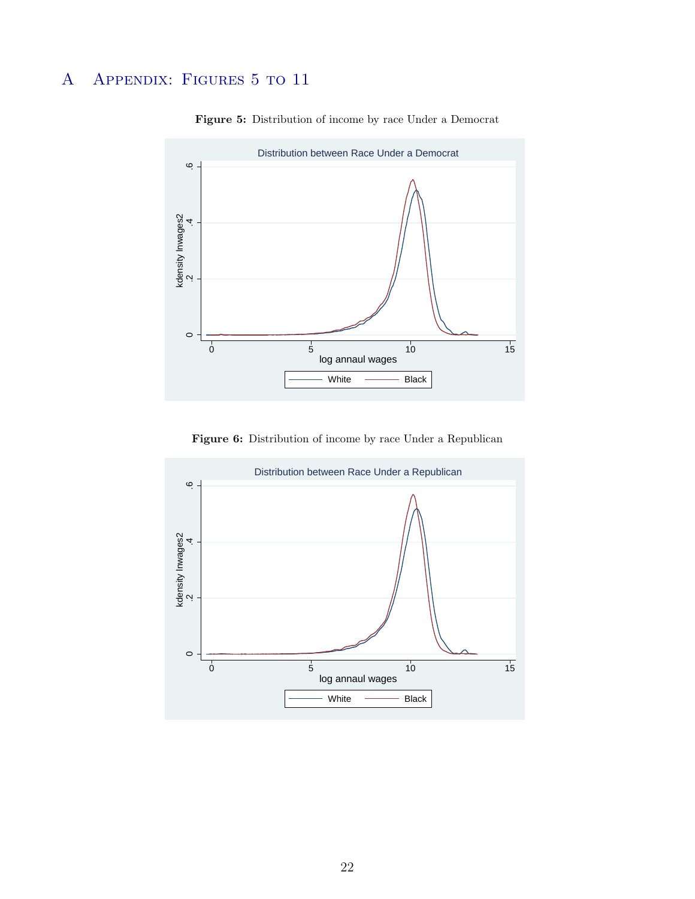# A Appendix: Figures 5 to 11

**Figure 5:** Distribution of income by race Under a Democrat

**Figure 6:** Distribution of income by race Under a Republican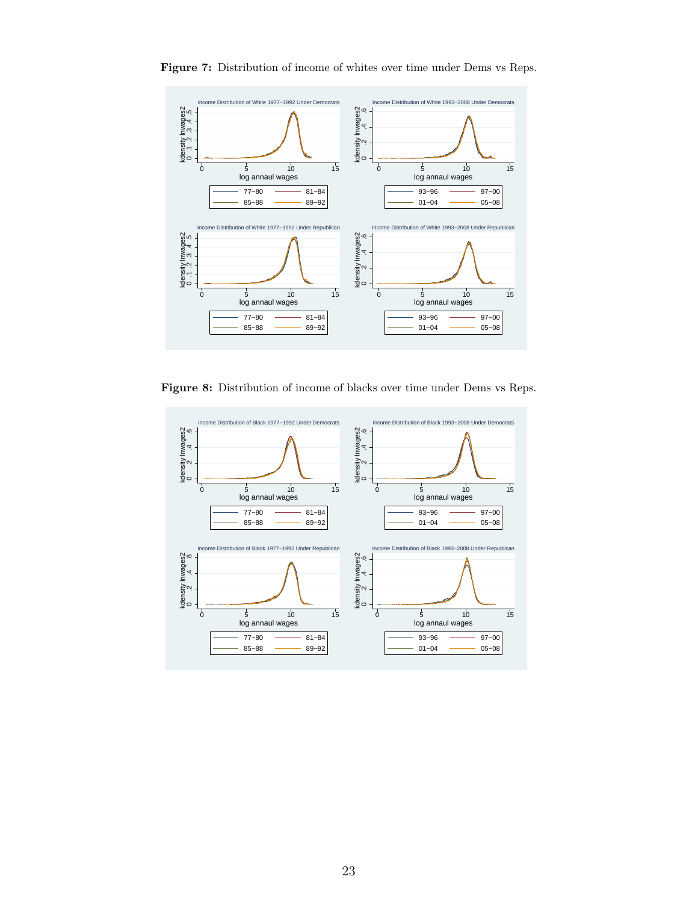**Figure 7:** Distribution of income of whites over time under Dems vs Reps.

**Figure 8:** Distribution of income of blacks over time under Dems vs Reps.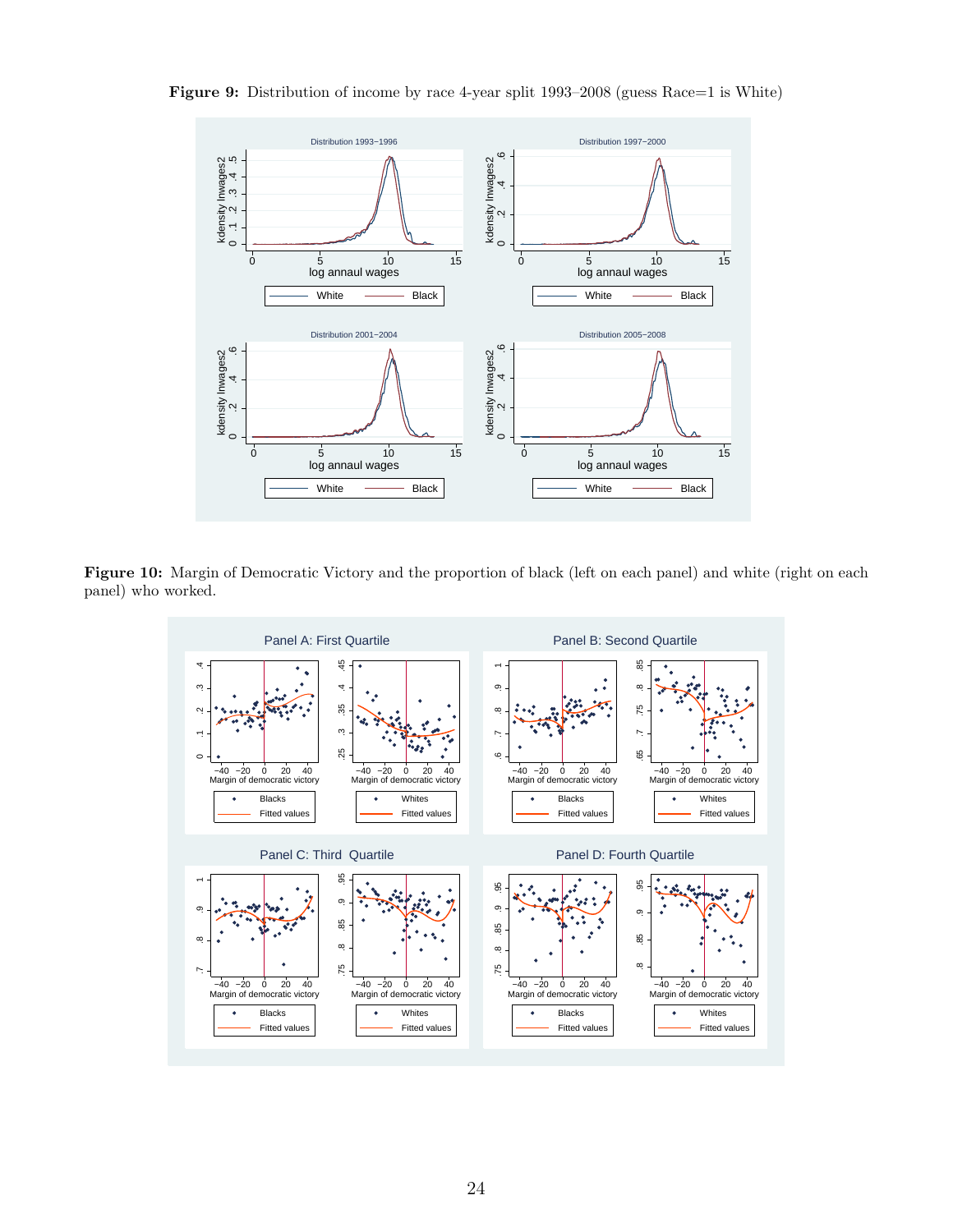**Figure 9:** Distribution of income by race 4-year split 1993–2008 (guess Race=1 is White)

**Figure 10:** Margin of Democratic Victory and the proportion of black (left on each panel) and white (right on each panel) who worked.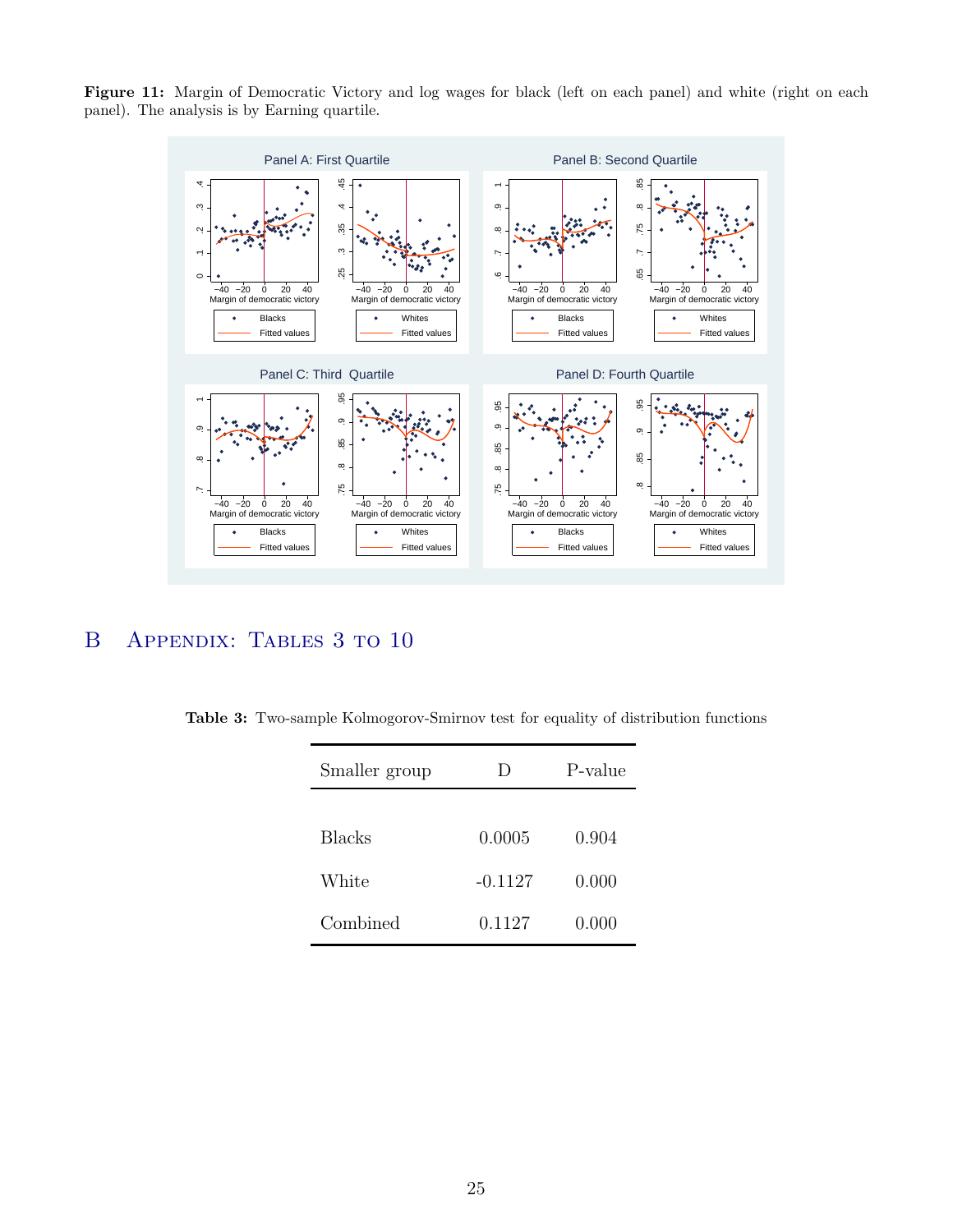**Figure 11:** Margin of Democratic Victory and log wages for black (left on each panel) and white (right on each panel). The analysis is by Earning quartile.

# B Appendix: Tables 3 to 10

**Table 3:** Two-sample Kolmogorov-Smirnov test for equality of distribution functions

| Smaller group | D | P-value |
|---|---|---|
| Blacks | 0.0005 | 0.904 |
| White | -0.1127 | 0.000 |
| Combined | 0.1127 | 0.000 |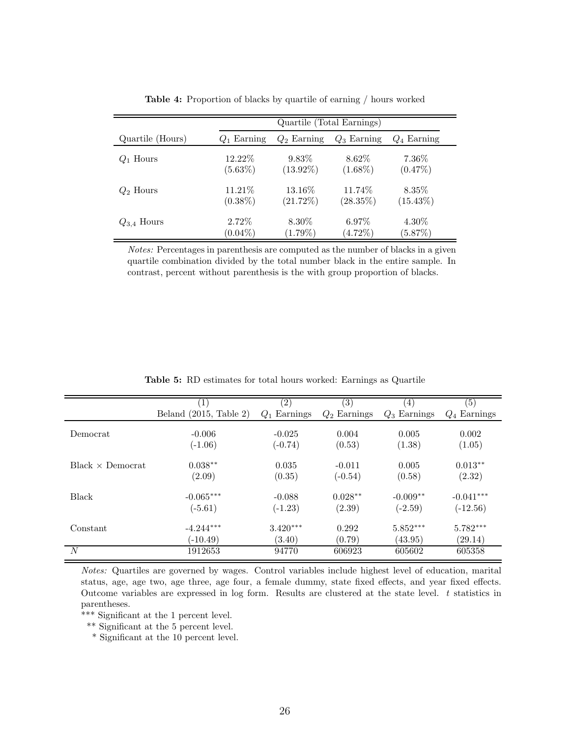**Table 4:** Proportion of blacks by quartile of earning / hours worked

| | Quartile (Total Earnings) | | | |
|---|---|---|---|---|
| Quartile (Hours) | $Q_1$ Earning | $Q_2$ Earning | $Q_3$ Earning | $Q_4$ Earning |
| $Q_1$ Hours | 12.22% | 9.83% | 8.62% | 7.36% |
| | (5.63%) | (13.92%) | (1.68%) | (0.47%) |
| $Q_2$ Hours | 11.21% | 13.16% | 11.74% | 8.35% |
| | (0.38%) | (21.72%) | (28.35%) | (15.43%) |
| $Q_{3,4}$ Hours | 2.72% | 8.30% | 6.97% | 4.30% |
| | (0.04%) | (1.79%) | (4.72%) | (5.87%) |

*Notes:* Percentages in parenthesis are computed as the number of blacks in a given quartile combination divided by the total number black in the entire sample. In contrast, percent without parenthesis is the with group proportion of blacks.

**Table 5:** RD estimates for total hours worked: Earnings as Quartile

| | (1) | (2) | (3) | (4) | (5) |
|---|---|---|---|---|---|
| | Beland (2015, Table 2) | $Q_1$ Earnings | $Q_2$ Earnings | $Q_3$ Earnings | $Q_4$ Earnings |
| Democrat | -0.006 | -0.025 | 0.004 | 0.005 | 0.002 |
| | (-1.06) | (-0.74) | (0.53) | (1.38) | (1.05) |
| Black × Democrat | 0.038** | 0.035 | -0.011 | 0.005 | 0.013** |
| | (2.09) | (0.35) | (-0.54) | (0.58) | (2.32) |
| Black | -0.065*** | -0.088 | 0.028** | -0.009** | -0.041*** |
| | (-5.61) | (-1.23) | (2.39) | (-2.59) | (-12.56) |
| Constant | -4.244*** | 3.420*** | 0.292 | 5.852*** | 5.782*** |
| | (-10.49) | (3.40) | (0.79) | (43.95) | (29.14) |
| $N$ | 1912653 | 94770 | 606923 | 605602 | 605358 |

*Notes:* Quartiles are governed by wages. Control variables include highest level of education, marital status, age, age two, age three, age four, a female dummy, state fixed effects, and year fixed effects. Outcome variables are expressed in log form. Results are clustered at the state level. $t$ statistics in parentheses.

*** Significant at the 1 percent level.

** Significant at the 5 percent level.

* Significant at the 10 percent level.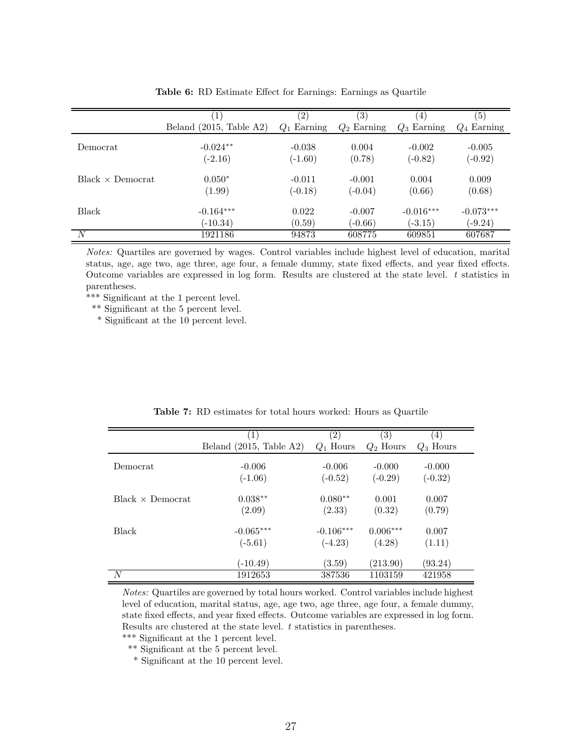**Table 6:** RD Estimate Effect for Earnings: Earnings as Quartile

| | (1) | (2) | (3) | (4) | (5) |
|---|---|---|---|---|---|
| | Beland (2015, Table A2) | $Q_1$ Earning | $Q_2$ Earning | $Q_3$ Earning | $Q_4$ Earning |
| Democrat | -0.024** | -0.038 | 0.004 | -0.002 | -0.005 |
| | (-2.16) | (-1.60) | (0.78) | (-0.82) | (-0.92) |
| Black × Democrat | 0.050* | -0.011 | -0.001 | 0.004 | 0.009 |
| | (1.99) | (-0.18) | (-0.04) | (0.66) | (0.68) |
| Black | -0.164*** | 0.022 | -0.007 | -0.016*** | -0.073*** |
| | (-10.34) | (0.59) | (-0.66) | (-3.15) | (-9.24) |
| $N$ | 1921186 | 94873 | 608775 | 609851 | 607687 |

*Notes:* Quartiles are governed by wages. Control variables include highest level of education, marital status, age, age two, age three, age four, a female dummy, state fixed effects, and year fixed effects. Outcome variables are expressed in log form. Results are clustered at the state level. $t$ statistics in parentheses.

*** Significant at the 1 percent level.

** Significant at the 5 percent level.

* Significant at the 10 percent level.

**Table 7:** RD estimates for total hours worked: Hours as Quartile

| | (1) | (2) | (3) | (4) |
|---|---|---|---|---|
| | Beland (2015, Table A2) | $Q_1$ Hours | $Q_2$ Hours | $Q_3$ Hours |
| Democrat | -0.006 | -0.006 | -0.000 | -0.000 |
| | (-1.06) | (-0.52) | (-0.29) | (-0.32) |
| Black × Democrat | 0.038** | 0.080** | 0.001 | 0.007 |
| | (2.09) | (2.33) | (0.32) | (0.79) |
| Black | -0.065*** | -0.106*** | 0.006*** | 0.007 |
| | (-5.61) | (-4.23) | (4.28) | (1.11) |
| | (-10.49) | (3.59) | (213.90) | (93.24) |
| $N$ | 1912653 | 387536 | 1103159 | 421958 |

*Notes:* Quartiles are governed by total hours worked. Control variables include highest level of education, marital status, age, age two, age three, age four, a female dummy, state fixed effects, and year fixed effects. Outcome variables are expressed in log form. Results are clustered at the state level. $t$ statistics in parentheses.

*** Significant at the 1 percent level.

** Significant at the 5 percent level.

* Significant at the 10 percent level.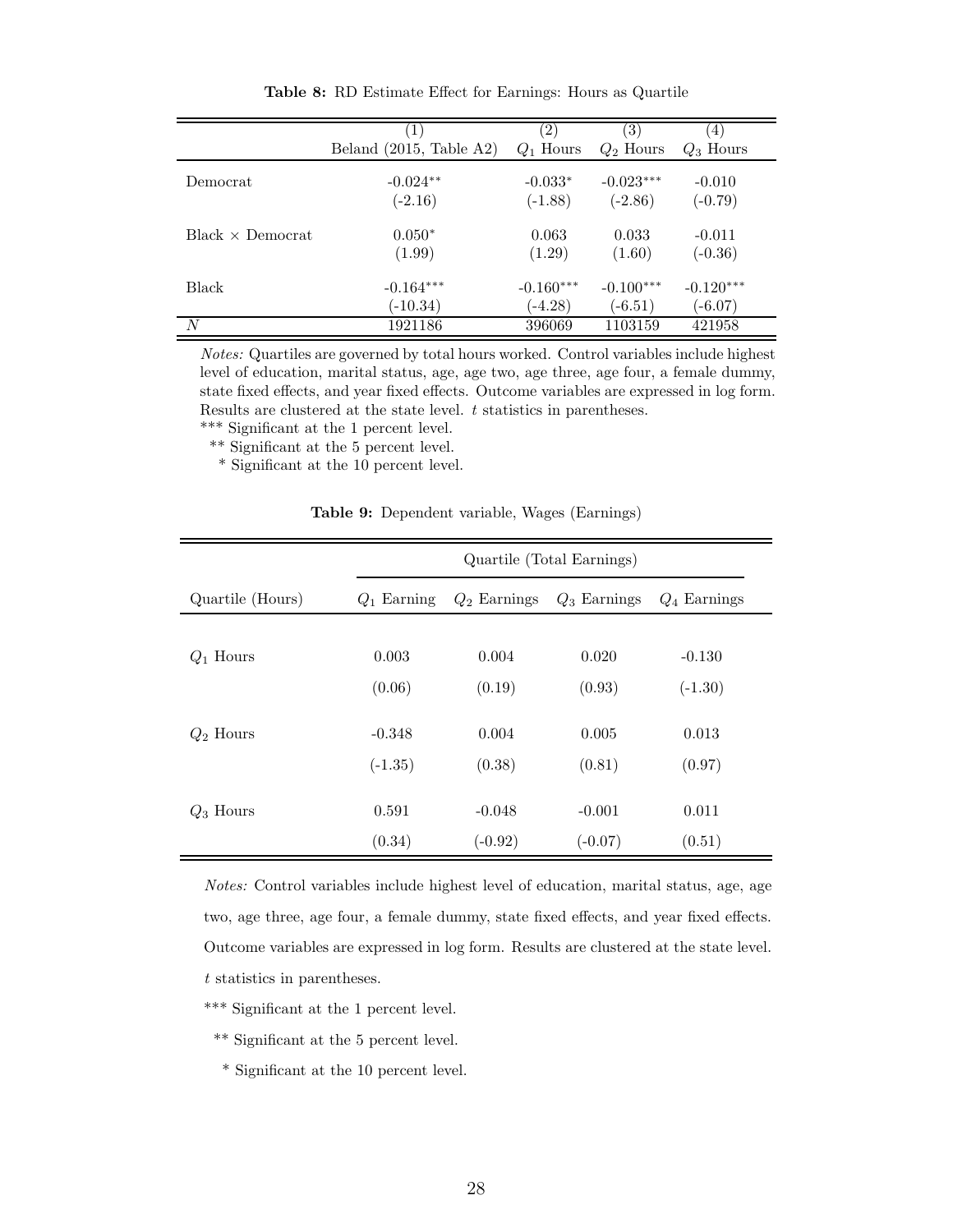**Table 8:** RD Estimate Effect for Earnings: Hours as Quartile

| | (1) Beland (2015, Table A2) | (2) $Q_1$ Hours | (3) $Q_2$ Hours | (4) $Q_3$ Hours |
|---|---|---|---|---|
| Democrat | -0.024** | -0.033* | -0.023*** | -0.010 |
| | (-2.16) | (-1.88) | (-2.86) | (-0.79) |
| Black × Democrat | 0.050* | 0.063 | 0.033 | -0.011 |
| | (1.99) | (1.29) | (1.60) | (-0.36) |
| Black | -0.164*** | -0.160*** | -0.100*** | -0.120*** |
| | (-10.34) | (-4.28) | (-6.51) | (-6.07) |
| $N$ | 1921186 | 396069 | 1103159 | 421958 |

*Notes:* Quartiles are governed by total hours worked. Control variables include highest level of education, marital status, age, age two, age three, age four, a female dummy, state fixed effects, and year fixed effects. Outcome variables are expressed in log form. Results are clustered at the state level. $t$ statistics in parentheses.

*** Significant at the 1 percent level.

** Significant at the 5 percent level.

* Significant at the 10 percent level.

**Table 9:** Dependent variable, Wages (Earnings)

| | Quartile (Total Earnings) | | | |
|---|---|---|---|---|
| Quartile (Hours) | $Q_1$ Earning | $Q_2$ Earnings | $Q_3$ Earnings | $Q_4$ Earnings |
| $Q_1$ Hours | 0.003 | 0.004 | 0.020 | -0.130 |
| | (0.06) | (0.19) | (0.93) | (-1.30) |
| $Q_2$ Hours | -0.348 | 0.004 | 0.005 | 0.013 |
| | (-1.35) | (0.38) | (0.81) | (0.97) |
| $Q_3$ Hours | 0.591 | -0.048 | -0.001 | 0.011 |
| | (0.34) | (-0.92) | (-0.07) | (0.51) |

*Notes:* Control variables include highest level of education, marital status, age, age two, age three, age four, a female dummy, state fixed effects, and year fixed effects. Outcome variables are expressed in log form. Results are clustered at the state level. $t$ statistics in parentheses.

*** Significant at the 1 percent level.

** Significant at the 5 percent level.

* Significant at the 10 percent level.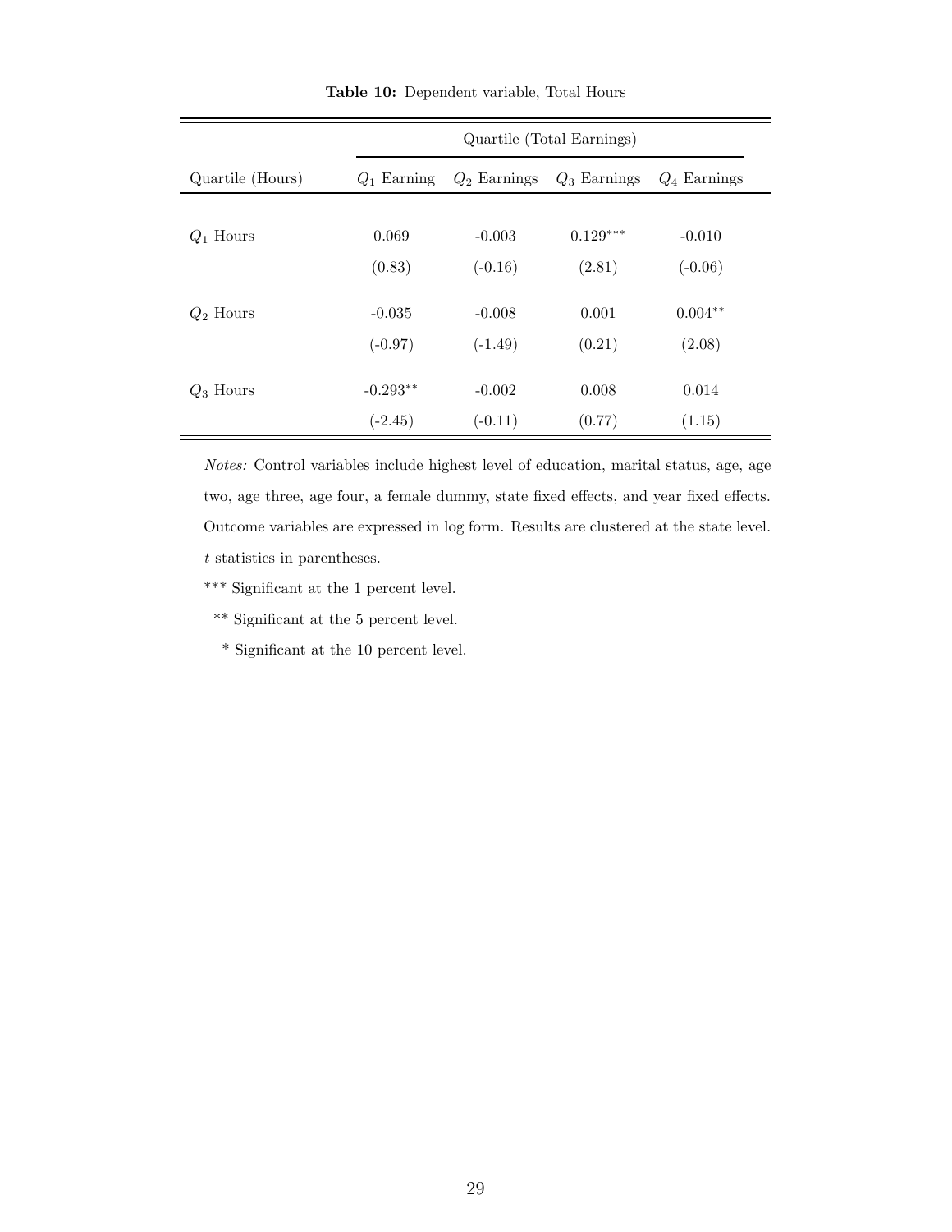**Table 10:** Dependent variable, Total Hours

| | Quartile (Total Earnings) | | | |
|---|---|---|---|---|
| Quartile (Hours) | $Q_1$ Earning | $Q_2$ Earnings | $Q_3$ Earnings | $Q_4$ Earnings |
| $Q_1$ Hours | 0.069 | -0.003 | 0.129*** | -0.010 |
| | (0.83) | (-0.16) | (2.81) | (-0.06) |
| $Q_2$ Hours | -0.035 | -0.008 | 0.001 | 0.004** |
| | (-0.97) | (-1.49) | (0.21) | (2.08) |
| $Q_3$ Hours | -0.293** | -0.002 | 0.008 | 0.014 |
| | (-2.45) | (-0.11) | (0.77) | (1.15) |

*Notes:* Control variables include highest level of education, marital status, age, age two, age three, age four, a female dummy, state fixed effects, and year fixed effects. Outcome variables are expressed in log form. Results are clustered at the state level. $t$ statistics in parentheses.

*** Significant at the 1 percent level.

** Significant at the 5 percent level.

* Significant at the 10 percent level.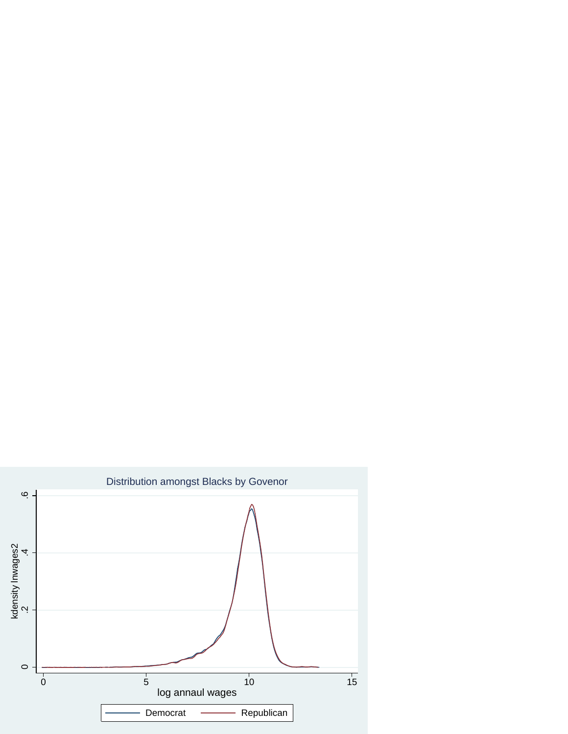Distribution amongst Blacks by Govenor

kdensity lnwages2

0 .2 .4 .6

0 5 10 15

log annaul wages

Democrat Republican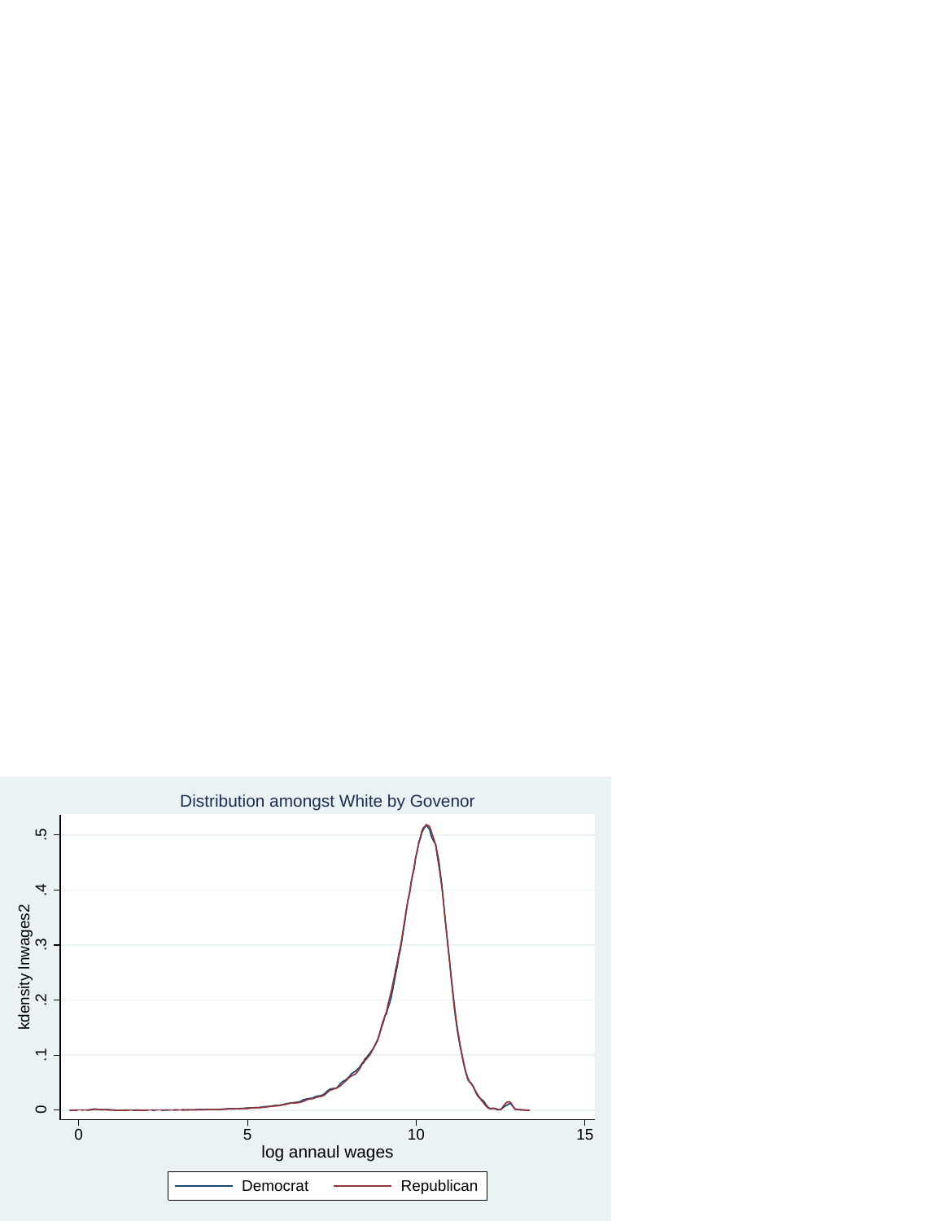Distribution amongst White by Govenor

kdensity lnwages2

log annaul wages

Democrat   Republican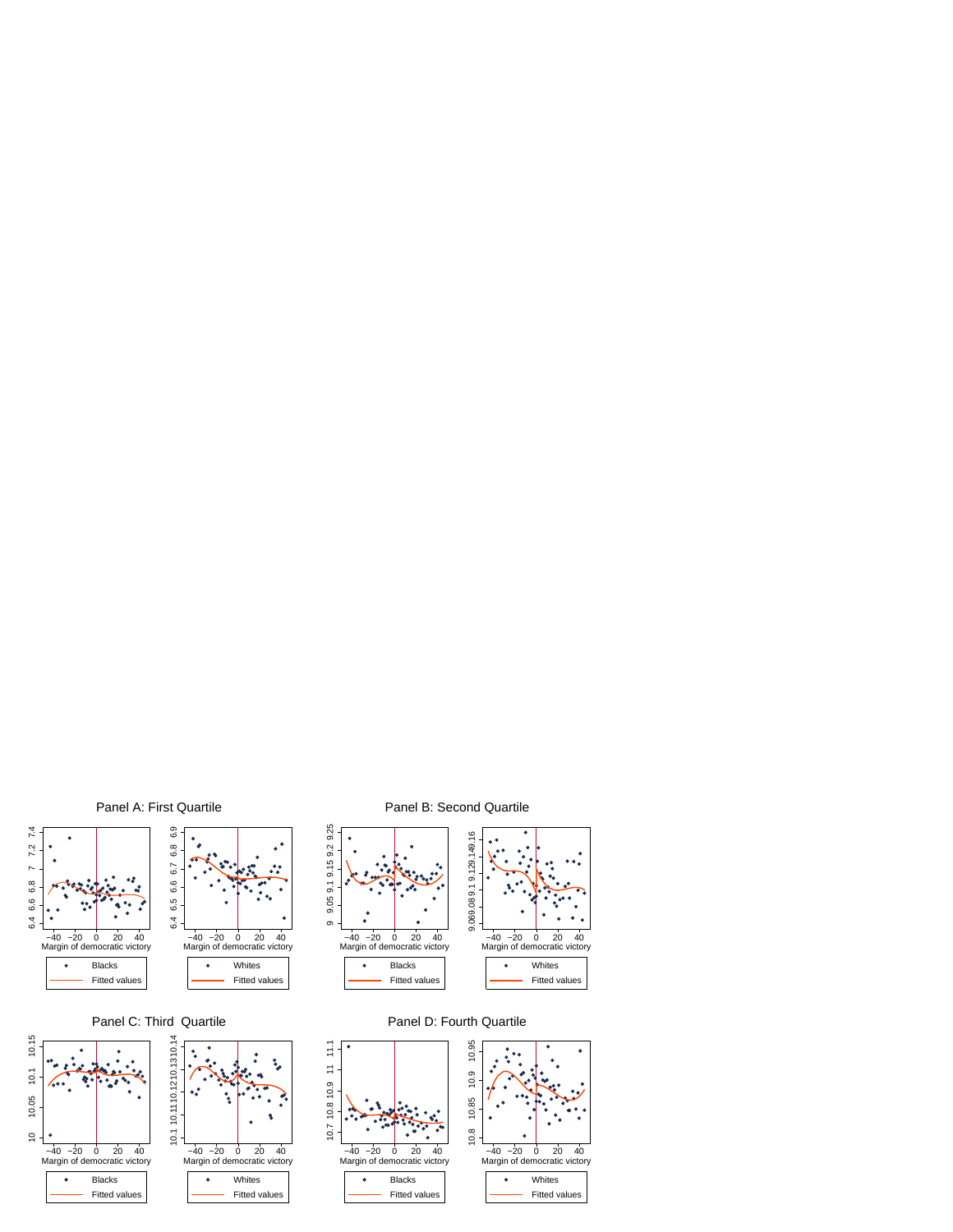Panel A: First Quartile

7.4
7.2
7
6.8
6.6
6.4
−40 −20 0 20 40
Margin of democratic victory

Blacks
Fitted values

6.9
6.8
6.7
6.6
6.5
6.4
−40 −20 0 20 40
Margin of democratic victory

Whites
Fitted values

Panel B: Second Quartile

9.25
9.2
9.15
9.1
9.05
9
−40 −20 0 20 40
Margin of democratic victory

Blacks
Fitted values

9.16
9.14
9.12
9.1
9.08
9.06
−40 −20 0 20 40
Margin of democratic victory

Whites
Fitted values

Panel C: Third Quartile

10.15
10.1
10.05
10
−40 −20 0 20 40
Margin of democratic victory

Blacks
Fitted values

10.14
10.13
10.12
10.11
10.1
−40 −20 0 20 40
Margin of democratic victory

Whites
Fitted values

Panel D: Fourth Quartile

11.1
11
10.9
10.8
10.7
−40 −20 0 20 40
Margin of democratic victory

Blacks
Fitted values

10.95
10.9
10.85
10.8
−40 −20 0 20 40
Margin of democratic victory

Whites
Fitted values